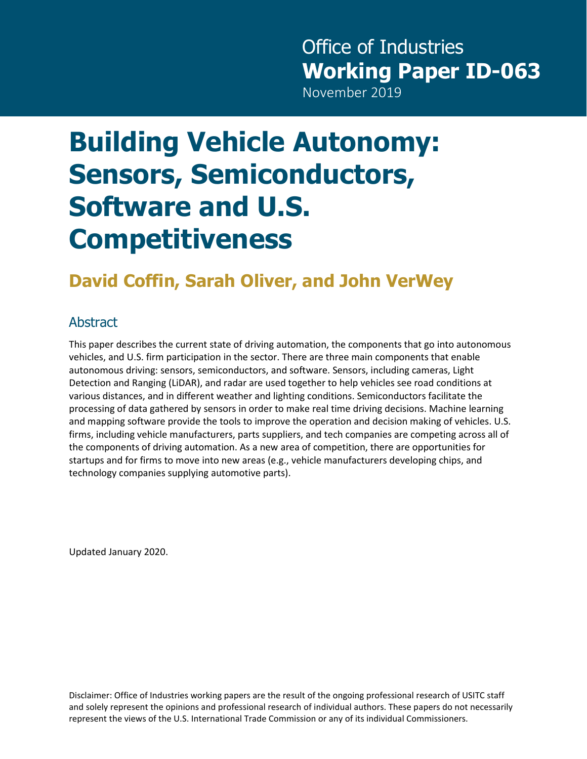Office of Industries
**Working Paper ID-063**
November 2019

# Building Vehicle Autonomy: Sensors, Semiconductors, Software and U.S. Competitiveness

## David Coffin, Sarah Oliver, and John VerWey

### Abstract

This paper describes the current state of driving automation, the components that go into autonomous vehicles, and U.S. firm participation in the sector. There are three main components that enable autonomous driving: sensors, semiconductors, and software. Sensors, including cameras, Light Detection and Ranging (LiDAR), and radar are used together to help vehicles see road conditions at various distances, and in different weather and lighting conditions. Semiconductors facilitate the processing of data gathered by sensors in order to make real time driving decisions. Machine learning and mapping software provide the tools to improve the operation and decision making of vehicles. U.S. firms, including vehicle manufacturers, parts suppliers, and tech companies are competing across all of the components of driving automation. As a new area of competition, there are opportunities for startups and for firms to move into new areas (e.g., vehicle manufacturers developing chips, and technology companies supplying automotive parts).

Updated January 2020.

Disclaimer: Office of Industries working papers are the result of the ongoing professional research of USITC staff and solely represent the opinions and professional research of individual authors. These papers do not necessarily represent the views of the U.S. International Trade Commission or any of its individual Commissioners.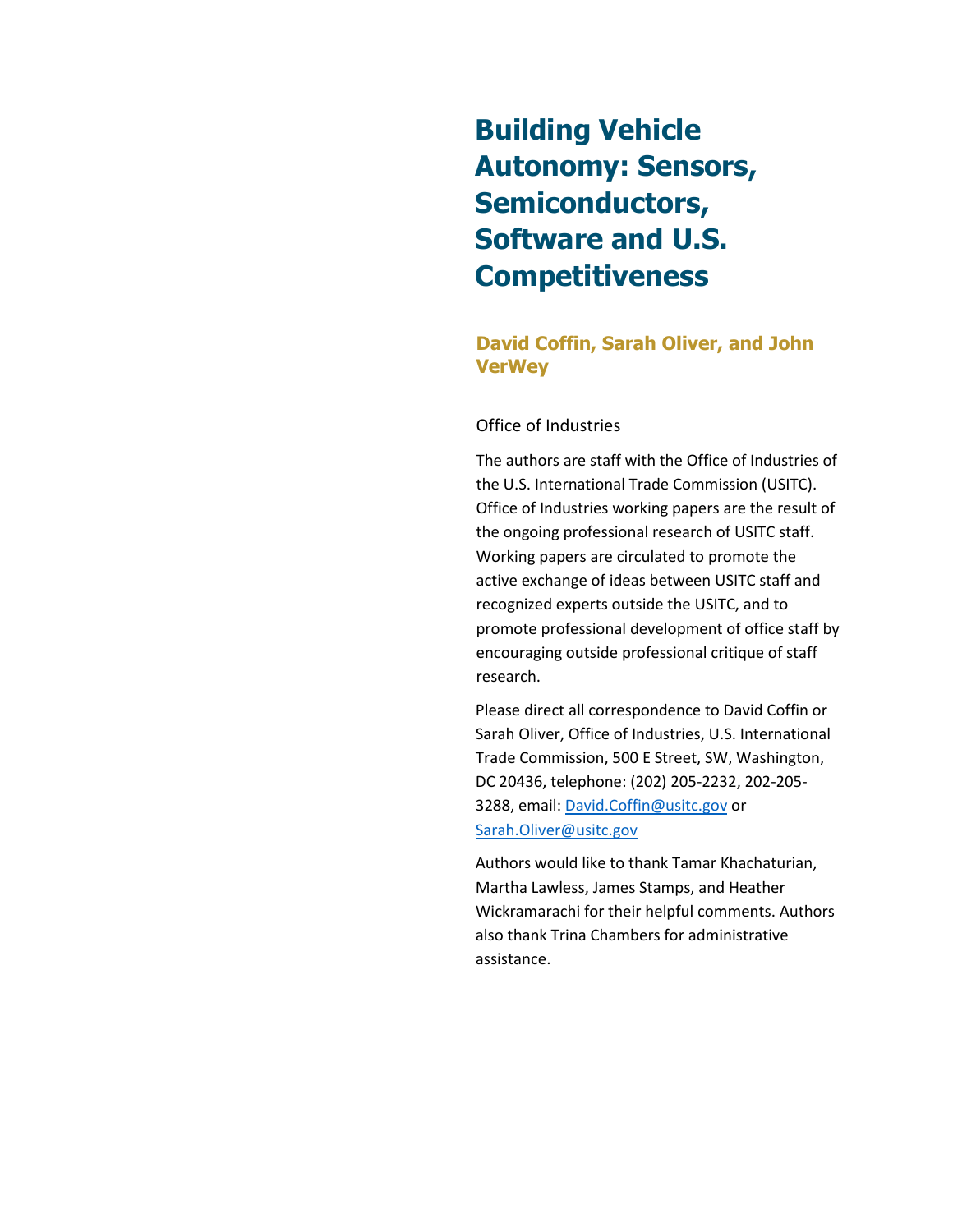# Building Vehicle Autonomy: Sensors, Semiconductors, Software and U.S. Competitiveness

**David Coffin, Sarah Oliver, and John VerWey**

Office of Industries

The authors are staff with the Office of Industries of the U.S. International Trade Commission (USITC). Office of Industries working papers are the result of the ongoing professional research of USITC staff. Working papers are circulated to promote the active exchange of ideas between USITC staff and recognized experts outside the USITC, and to promote professional development of office staff by encouraging outside professional critique of staff research.

Please direct all correspondence to David Coffin or Sarah Oliver, Office of Industries, U.S. International Trade Commission, 500 E Street, SW, Washington, DC 20436, telephone: (202) 205-2232, 202-205-3288, email: David.Coffin@usitc.gov or Sarah.Oliver@usitc.gov

Authors would like to thank Tamar Khachaturian, Martha Lawless, James Stamps, and Heather Wickramarachi for their helpful comments. Authors also thank Trina Chambers for administrative assistance.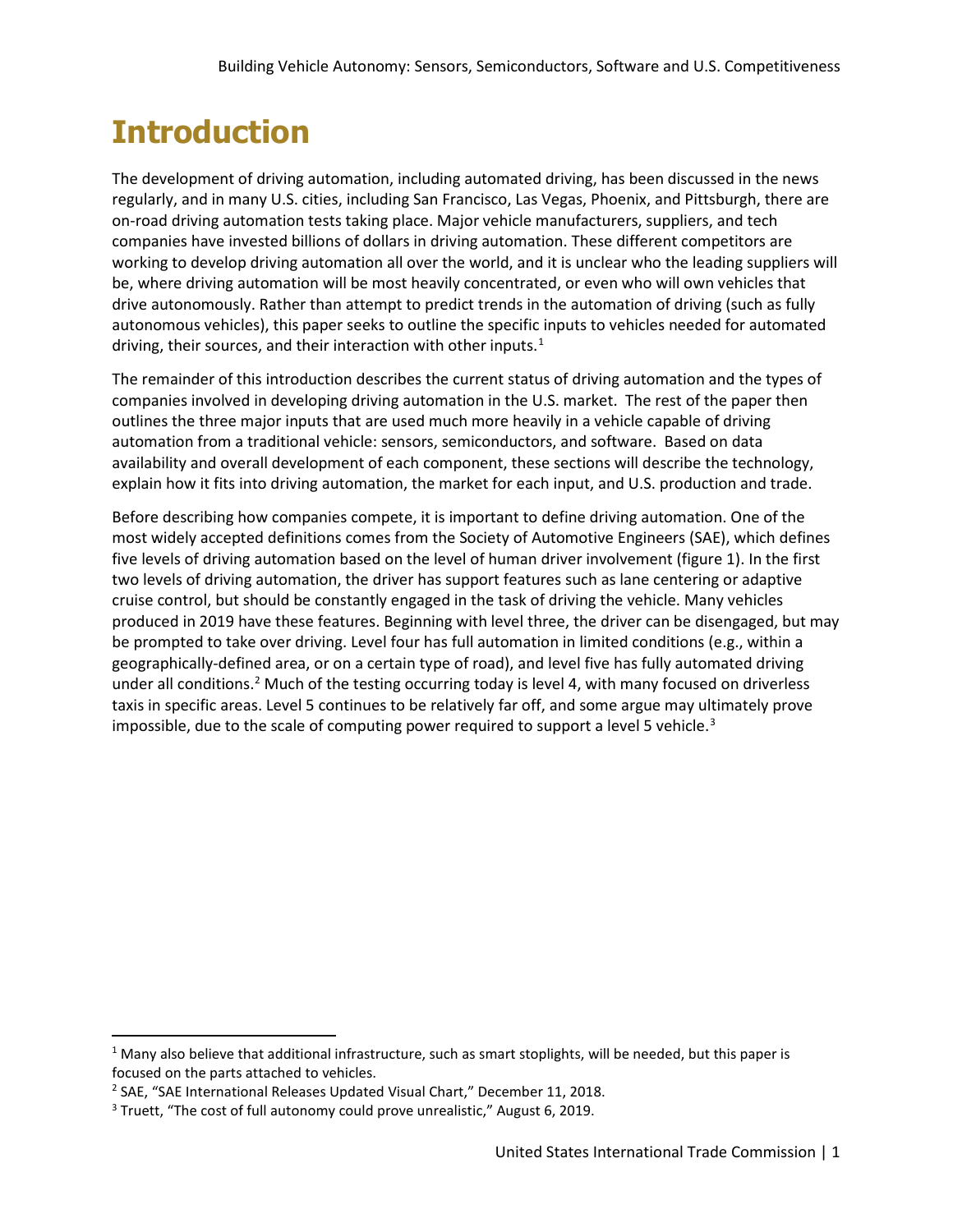# Introduction

The development of driving automation, including automated driving, has been discussed in the news regularly, and in many U.S. cities, including San Francisco, Las Vegas, Phoenix, and Pittsburgh, there are on-road driving automation tests taking place. Major vehicle manufacturers, suppliers, and tech companies have invested billions of dollars in driving automation. These different competitors are working to develop driving automation all over the world, and it is unclear who the leading suppliers will be, where driving automation will be most heavily concentrated, or even who will own vehicles that drive autonomously. Rather than attempt to predict trends in the automation of driving (such as fully autonomous vehicles), this paper seeks to outline the specific inputs to vehicles needed for automated driving, their sources, and their interaction with other inputs.[1]

The remainder of this introduction describes the current status of driving automation and the types of companies involved in developing driving automation in the U.S. market. The rest of the paper then outlines the three major inputs that are used much more heavily in a vehicle capable of driving automation from a traditional vehicle: sensors, semiconductors, and software. Based on data availability and overall development of each component, these sections will describe the technology, explain how it fits into driving automation, the market for each input, and U.S. production and trade.

Before describing how companies compete, it is important to define driving automation. One of the most widely accepted definitions comes from the Society of Automotive Engineers (SAE), which defines five levels of driving automation based on the level of human driver involvement (figure 1). In the first two levels of driving automation, the driver has support features such as lane centering or adaptive cruise control, but should be constantly engaged in the task of driving the vehicle. Many vehicles produced in 2019 have these features. Beginning with level three, the driver can be disengaged, but may be prompted to take over driving. Level four has full automation in limited conditions (e.g., within a geographically-defined area, or on a certain type of road), and level five has fully automated driving under all conditions.[2] Much of the testing occurring today is level 4, with many focused on driverless taxis in specific areas. Level 5 continues to be relatively far off, and some argue may ultimately prove impossible, due to the scale of computing power required to support a level 5 vehicle.[3]

[1] Many also believe that additional infrastructure, such as smart stoplights, will be needed, but this paper is focused on the parts attached to vehicles.

[2] SAE, "SAE International Releases Updated Visual Chart," December 11, 2018.

[3] Truett, "The cost of full autonomy could prove unrealistic," August 6, 2019.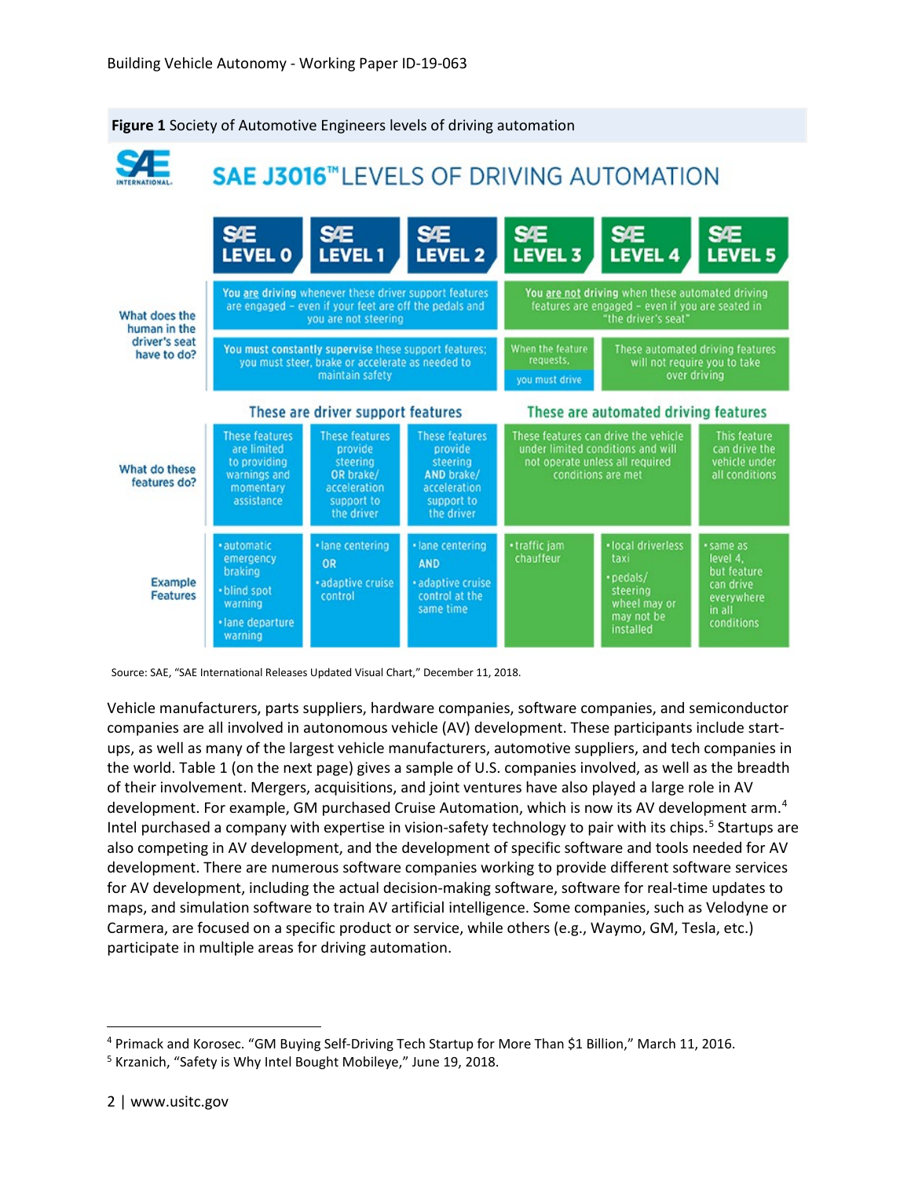**Figure 1** Society of Automotive Engineers levels of driving automation

# SAE J3016™ LEVELS OF DRIVING AUTOMATION

| | SAE LEVEL 0 | SAE LEVEL 1 | SAE LEVEL 2 | SAE LEVEL 3 | SAE LEVEL 4 | SAE LEVEL 5 |
|---|---|---|---|---|---|---|
| What does the human in the driver's seat have to do? | You are driving whenever these driver support features are engaged – even if your feet are off the pedals and you are not steering | | | You are not driving when these automated driving features are engaged – even if you are seated in "the driver's seat" | | |
| | You must constantly supervise these support features; you must steer, brake or accelerate as needed to maintain safety | | | When the feature requests, you must drive | These automated driving features will not require you to take over driving | |
| | These are driver support features | | | These are automated driving features | | |
| What do these features do? | These features are limited to providing warnings and momentary assistance | These features provide steering OR brake/ acceleration support to the driver | These features provide steering AND brake/ acceleration support to the driver | These features can drive the vehicle under limited conditions and will not operate unless all required conditions are met | | This feature can drive the vehicle under all conditions |
| Example Features | • automatic emergency braking<br>• blind spot warning<br>• lane departure warning | • lane centering<br>OR<br>• adaptive cruise control | • lane centering<br>AND<br>• adaptive cruise control at the same time | • traffic jam chauffeur | • local driverless taxi<br>• pedals/ steering wheel may or may not be installed | • same as level 4, but feature can drive everywhere in all conditions |

Source: SAE, "SAE International Releases Updated Visual Chart," December 11, 2018.

Vehicle manufacturers, parts suppliers, hardware companies, software companies, and semiconductor companies are all involved in autonomous vehicle (AV) development. These participants include start-ups, as well as many of the largest vehicle manufacturers, automotive suppliers, and tech companies in the world. Table 1 (on the next page) gives a sample of U.S. companies involved, as well as the breadth of their involvement. Mergers, acquisitions, and joint ventures have also played a large role in AV development. For example, GM purchased Cruise Automation, which is now its AV development arm.[4] Intel purchased a company with expertise in vision-safety technology to pair with its chips.[5] Startups are also competing in AV development, and the development of specific software and tools needed for AV development. There are numerous software companies working to provide different software services for AV development, including the actual decision-making software, software for real-time updates to maps, and simulation software to train AV artificial intelligence. Some companies, such as Velodyne or Carmera, are focused on a specific product or service, while others (e.g., Waymo, GM, Tesla, etc.) participate in multiple areas for driving automation.

[4] Primack and Korosec. "GM Buying Self-Driving Tech Startup for More Than $1 Billion," March 11, 2016.

[5] Krzanich, "Safety is Why Intel Bought Mobileye," June 19, 2018.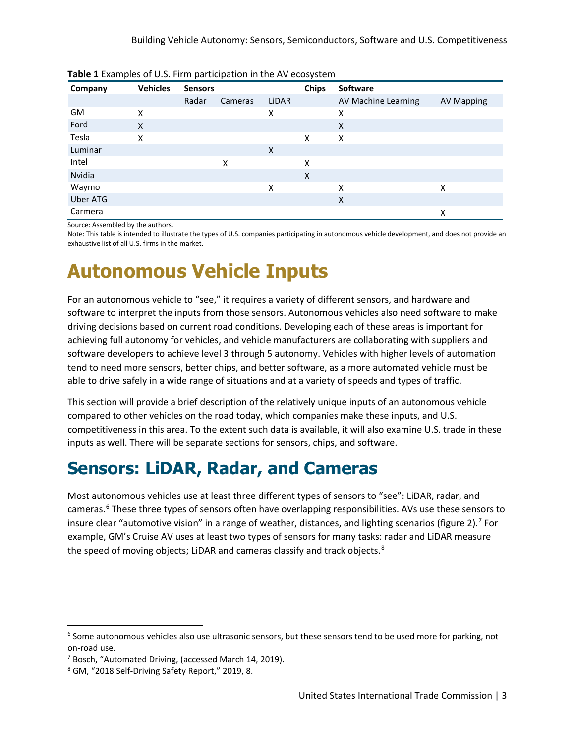**Table 1** Examples of U.S. Firm participation in the AV ecosystem

| Company | Vehicles | Sensors | | | Chips | Software | |
|---|---|---|---|---|---|---|---|
| | | Radar | Cameras | LiDAR | | AV Machine Learning | AV Mapping |
| GM | X | | | X | | X | |
| Ford | X | | | | | X | |
| Tesla | X | | | | X | X | |
| Luminar | | | | X | | | |
| Intel | | | X | | X | | |
| Nvidia | | | | | X | | |
| Waymo | | | | X | | X | X |
| Uber ATG | | | | | | X | |
| Carmera | | | | | | | X |

Source: Assembled by the authors.
Note: This table is intended to illustrate the types of U.S. companies participating in autonomous vehicle development, and does not provide an exhaustive list of all U.S. firms in the market.

# Autonomous Vehicle Inputs

For an autonomous vehicle to "see," it requires a variety of different sensors, and hardware and software to interpret the inputs from those sensors. Autonomous vehicles also need software to make driving decisions based on current road conditions. Developing each of these areas is important for achieving full autonomy for vehicles, and vehicle manufacturers are collaborating with suppliers and software developers to achieve level 3 through 5 autonomy. Vehicles with higher levels of automation tend to need more sensors, better chips, and better software, as a more automated vehicle must be able to drive safely in a wide range of situations and at a variety of speeds and types of traffic.

This section will provide a brief description of the relatively unique inputs of an autonomous vehicle compared to other vehicles on the road today, which companies make these inputs, and U.S. competitiveness in this area. To the extent such data is available, it will also examine U.S. trade in these inputs as well. There will be separate sections for sensors, chips, and software.

# Sensors: LiDAR, Radar, and Cameras

Most autonomous vehicles use at least three different types of sensors to "see": LiDAR, radar, and cameras.[6] These three types of sensors often have overlapping responsibilities. AVs use these sensors to insure clear "automotive vision" in a range of weather, distances, and lighting scenarios (figure 2).[7] For example, GM's Cruise AV uses at least two types of sensors for many tasks: radar and LiDAR measure the speed of moving objects; LiDAR and cameras classify and track objects.[8]

---

[6] Some autonomous vehicles also use ultrasonic sensors, but these sensors tend to be used more for parking, not on-road use.

[7] Bosch, "Automated Driving, (accessed March 14, 2019).

[8] GM, "2018 Self-Driving Safety Report," 2019, 8.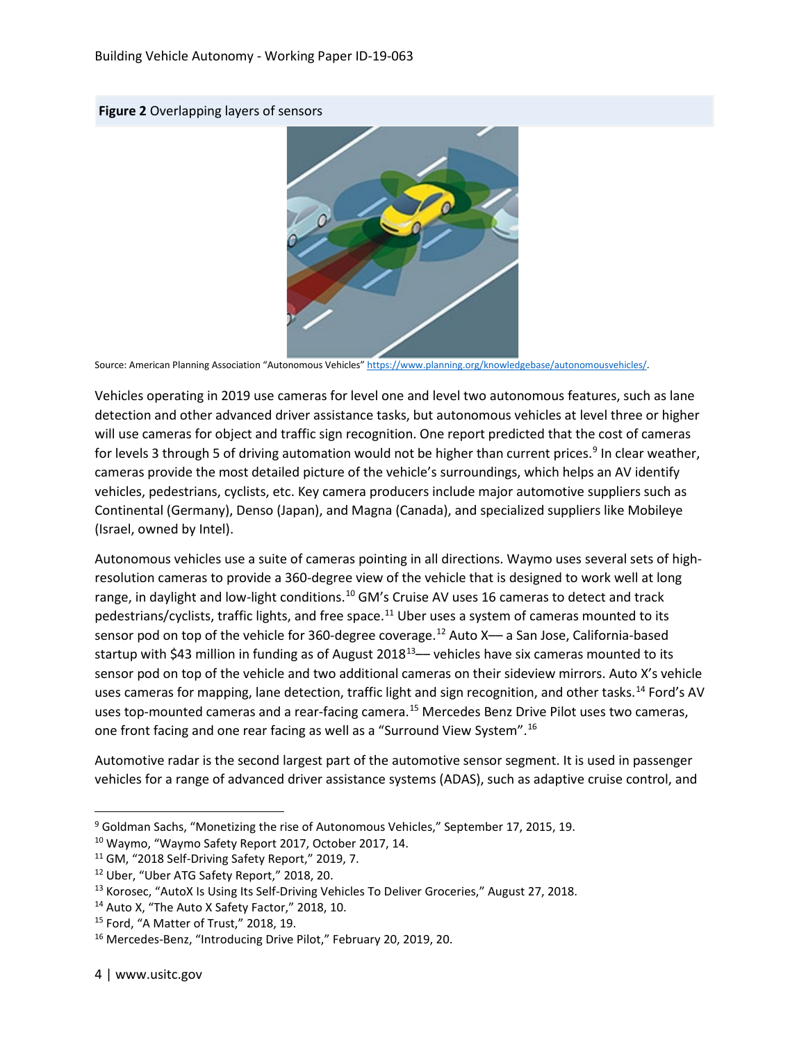**Figure 2** Overlapping layers of sensors

Source: American Planning Association "Autonomous Vehicles" https://www.planning.org/knowledgebase/autonomousvehicles/.

Vehicles operating in 2019 use cameras for level one and level two autonomous features, such as lane detection and other advanced driver assistance tasks, but autonomous vehicles at level three or higher will use cameras for object and traffic sign recognition. One report predicted that the cost of cameras for levels 3 through 5 of driving automation would not be higher than current prices.[9] In clear weather, cameras provide the most detailed picture of the vehicle's surroundings, which helps an AV identify vehicles, pedestrians, cyclists, etc. Key camera producers include major automotive suppliers such as Continental (Germany), Denso (Japan), and Magna (Canada), and specialized suppliers like Mobileye (Israel, owned by Intel).

Autonomous vehicles use a suite of cameras pointing in all directions. Waymo uses several sets of high-resolution cameras to provide a 360-degree view of the vehicle that is designed to work well at long range, in daylight and low-light conditions.[10] GM's Cruise AV uses 16 cameras to detect and track pedestrians/cyclists, traffic lights, and free space.[11] Uber uses a system of cameras mounted to its sensor pod on top of the vehicle for 360-degree coverage.[12] Auto X— a San Jose, California-based startup with $43 million in funding as of August 2018[13]— vehicles have six cameras mounted to its sensor pod on top of the vehicle and two additional cameras on their sideview mirrors. Auto X's vehicle uses cameras for mapping, lane detection, traffic light and sign recognition, and other tasks.[14] Ford's AV uses top-mounted cameras and a rear-facing camera.[15] Mercedes Benz Drive Pilot uses two cameras, one front facing and one rear facing as well as a "Surround View System".[16]

Automotive radar is the second largest part of the automotive sensor segment. It is used in passenger vehicles for a range of advanced driver assistance systems (ADAS), such as adaptive cruise control, and

[9] Goldman Sachs, "Monetizing the rise of Autonomous Vehicles," September 17, 2015, 19.

[10] Waymo, "Waymo Safety Report 2017, October 2017, 14.

[11] GM, "2018 Self-Driving Safety Report," 2019, 7.

[12] Uber, "Uber ATG Safety Report," 2018, 20.

[13] Korosec, "AutoX Is Using Its Self-Driving Vehicles To Deliver Groceries," August 27, 2018.

[14] Auto X, "The Auto X Safety Factor," 2018, 10.

[15] Ford, "A Matter of Trust," 2018, 19.

[16] Mercedes-Benz, "Introducing Drive Pilot," February 20, 2019, 20.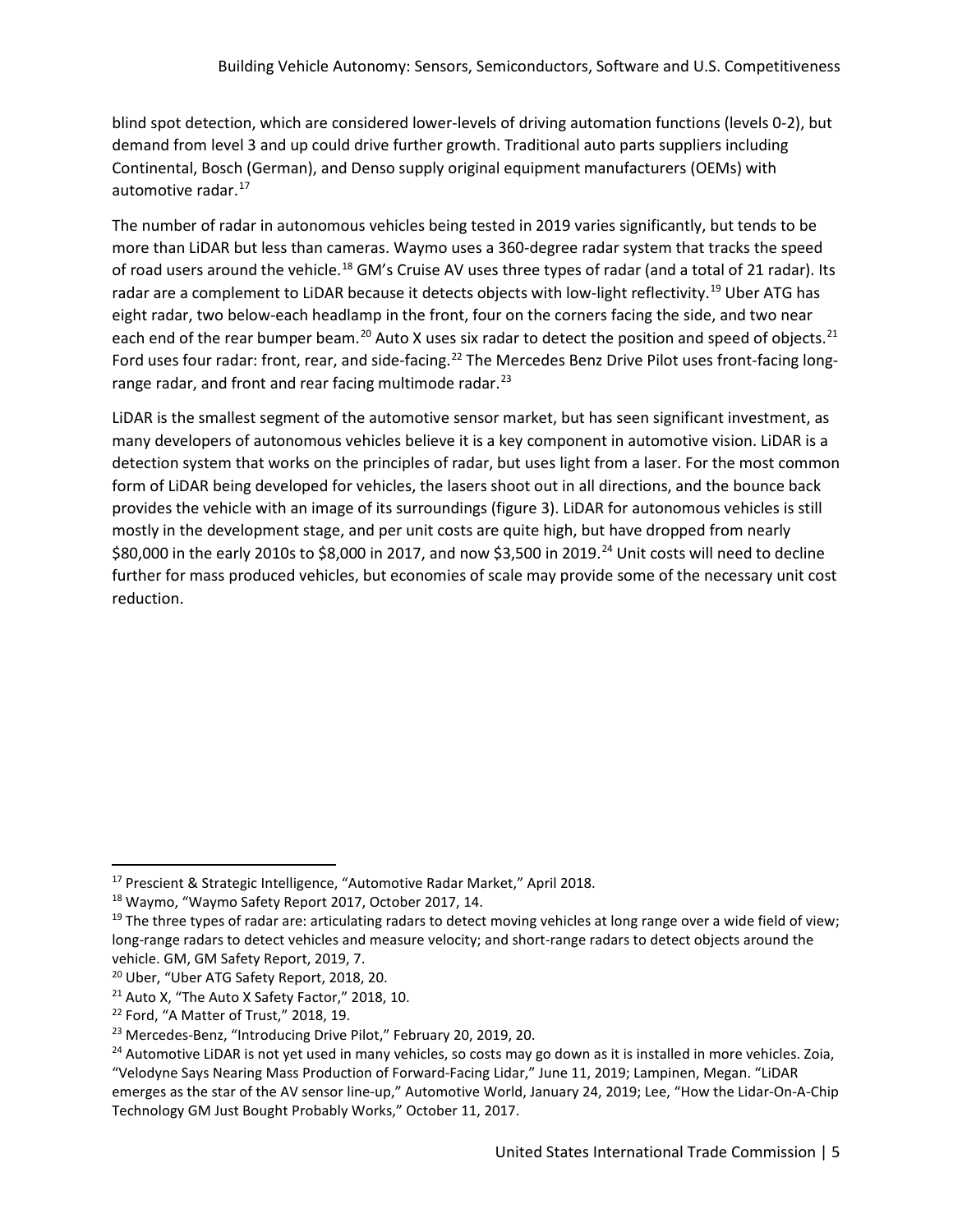blind spot detection, which are considered lower-levels of driving automation functions (levels 0-2), but demand from level 3 and up could drive further growth. Traditional auto parts suppliers including Continental, Bosch (German), and Denso supply original equipment manufacturers (OEMs) with automotive radar.[17]

The number of radar in autonomous vehicles being tested in 2019 varies significantly, but tends to be more than LiDAR but less than cameras. Waymo uses a 360-degree radar system that tracks the speed of road users around the vehicle.[18] GM's Cruise AV uses three types of radar (and a total of 21 radar). Its radar are a complement to LiDAR because it detects objects with low-light reflectivity.[19] Uber ATG has eight radar, two below-each headlamp in the front, four on the corners facing the side, and two near each end of the rear bumper beam.[20] Auto X uses six radar to detect the position and speed of objects.[21] Ford uses four radar: front, rear, and side-facing.[22] The Mercedes Benz Drive Pilot uses front-facing long-range radar, and front and rear facing multimode radar.[23]

LiDAR is the smallest segment of the automotive sensor market, but has seen significant investment, as many developers of autonomous vehicles believe it is a key component in automotive vision. LiDAR is a detection system that works on the principles of radar, but uses light from a laser. For the most common form of LiDAR being developed for vehicles, the lasers shoot out in all directions, and the bounce back provides the vehicle with an image of its surroundings (figure 3). LiDAR for autonomous vehicles is still mostly in the development stage, and per unit costs are quite high, but have dropped from nearly $80,000 in the early 2010s to $8,000 in 2017, and now $3,500 in 2019.[24] Unit costs will need to decline further for mass produced vehicles, but economies of scale may provide some of the necessary unit cost reduction.

---

[17] Prescient & Strategic Intelligence, "Automotive Radar Market," April 2018.

[18] Waymo, "Waymo Safety Report 2017, October 2017, 14.

[19] The three types of radar are: articulating radars to detect moving vehicles at long range over a wide field of view; long-range radars to detect vehicles and measure velocity; and short-range radars to detect objects around the vehicle. GM, GM Safety Report, 2019, 7.

[20] Uber, "Uber ATG Safety Report, 2018, 20.

[21] Auto X, "The Auto X Safety Factor," 2018, 10.

[22] Ford, "A Matter of Trust," 2018, 19.

[23] Mercedes-Benz, "Introducing Drive Pilot," February 20, 2019, 20.

[24] Automotive LiDAR is not yet used in many vehicles, so costs may go down as it is installed in more vehicles. Zoia, "Velodyne Says Nearing Mass Production of Forward-Facing Lidar," June 11, 2019; Lampinen, Megan. "LiDAR emerges as the star of the AV sensor line-up," Automotive World, January 24, 2019; Lee, "How the Lidar-On-A-Chip Technology GM Just Bought Probably Works," October 11, 2017.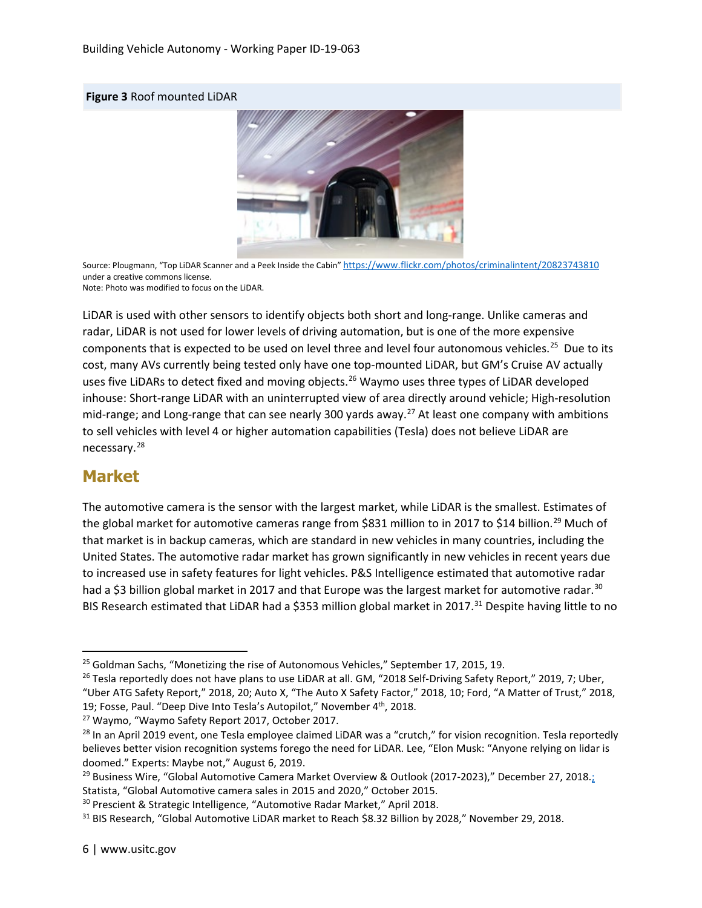**Figure 3** Roof mounted LiDAR

Source: Plougmann, "Top LiDAR Scanner and a Peek Inside the Cabin" https://www.flickr.com/photos/criminalintent/20823743810 under a creative commons license.
Note: Photo was modified to focus on the LiDAR.

LiDAR is used with other sensors to identify objects both short and long-range. Unlike cameras and radar, LiDAR is not used for lower levels of driving automation, but is one of the more expensive components that is expected to be used on level three and level four autonomous vehicles.[25] Due to its cost, many AVs currently being tested only have one top-mounted LiDAR, but GM's Cruise AV actually uses five LiDARs to detect fixed and moving objects.[26] Waymo uses three types of LiDAR developed inhouse: Short-range LiDAR with an uninterrupted view of area directly around vehicle; High-resolution mid-range; and Long-range that can see nearly 300 yards away.[27] At least one company with ambitions to sell vehicles with level 4 or higher automation capabilities (Tesla) does not believe LiDAR are necessary.[28]

## Market

The automotive camera is the sensor with the largest market, while LiDAR is the smallest. Estimates of the global market for automotive cameras range from $831 million to in 2017 to $14 billion.[29] Much of that market is in backup cameras, which are standard in new vehicles in many countries, including the United States. The automotive radar market has grown significantly in new vehicles in recent years due to increased use in safety features for light vehicles. P&S Intelligence estimated that automotive radar had a $3 billion global market in 2017 and that Europe was the largest market for automotive radar.[30] BIS Research estimated that LiDAR had a $353 million global market in 2017.[31] Despite having little to no

---

[25] Goldman Sachs, "Monetizing the rise of Autonomous Vehicles," September 17, 2015, 19.

[26] Tesla reportedly does not have plans to use LiDAR at all. GM, "2018 Self-Driving Safety Report," 2019, 7; Uber, "Uber ATG Safety Report," 2018, 20; Auto X, "The Auto X Safety Factor," 2018, 10; Ford, "A Matter of Trust," 2018, 19; Fosse, Paul. "Deep Dive Into Tesla's Autopilot," November 4th, 2018.

[27] Waymo, "Waymo Safety Report 2017, October 2017.

[28] In an April 2019 event, one Tesla employee claimed LiDAR was a "crutch," for vision recognition. Tesla reportedly believes better vision recognition systems forego the need for LiDAR. Lee, "Elon Musk: "Anyone relying on lidar is doomed." Experts: Maybe not," August 6, 2019.

[29] Business Wire, "Global Automotive Camera Market Overview & Outlook (2017-2023)," December 27, 2018.; Statista, "Global Automotive camera sales in 2015 and 2020," October 2015.

[30] Prescient & Strategic Intelligence, "Automotive Radar Market," April 2018.

[31] BIS Research, "Global Automotive LiDAR market to Reach $8.32 Billion by 2028," November 29, 2018.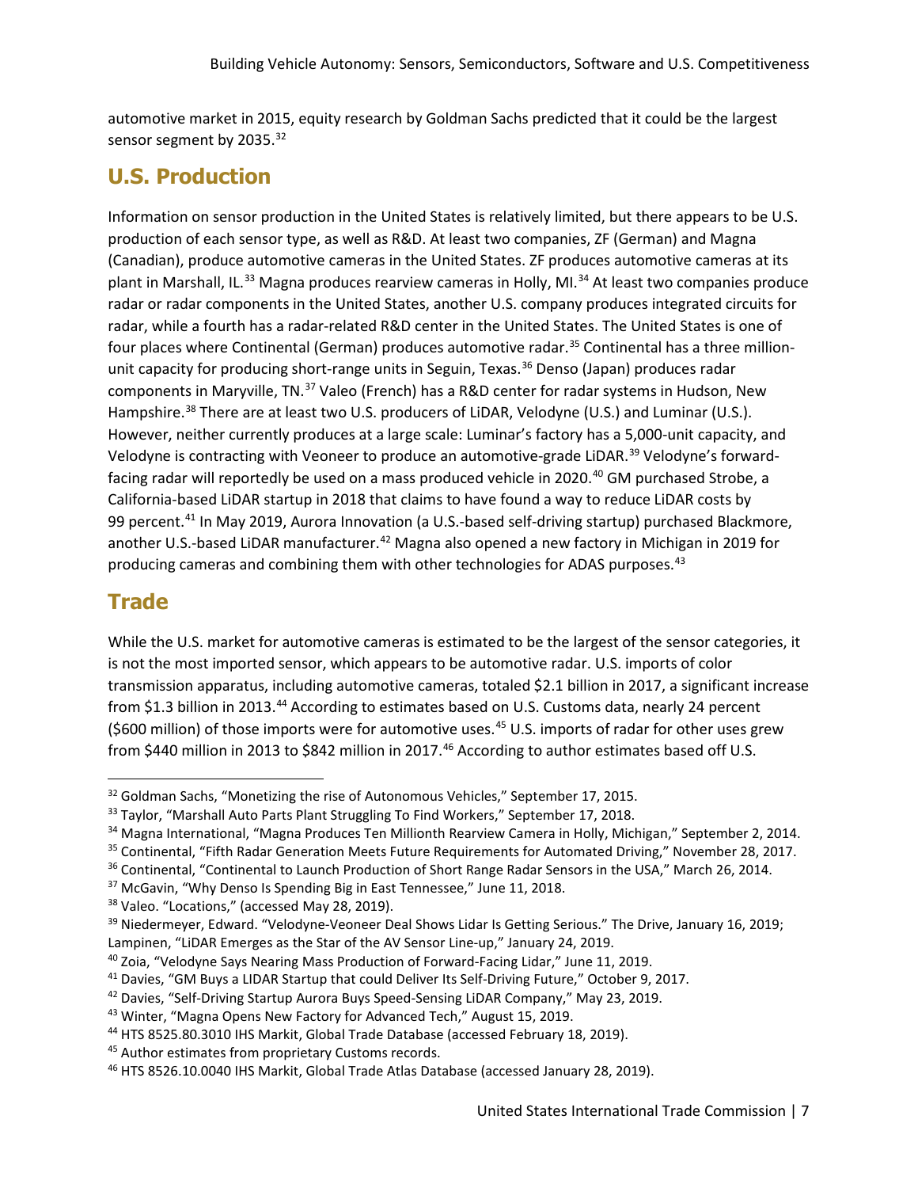automotive market in 2015, equity research by Goldman Sachs predicted that it could be the largest sensor segment by 2035.[32]

## U.S. Production

Information on sensor production in the United States is relatively limited, but there appears to be U.S. production of each sensor type, as well as R&D. At least two companies, ZF (German) and Magna (Canadian), produce automotive cameras in the United States. ZF produces automotive cameras at its plant in Marshall, IL.[33] Magna produces rearview cameras in Holly, MI.[34] At least two companies produce radar or radar components in the United States, another U.S. company produces integrated circuits for radar, while a fourth has a radar-related R&D center in the United States. The United States is one of four places where Continental (German) produces automotive radar.[35] Continental has a three million-unit capacity for producing short-range units in Seguin, Texas.[36] Denso (Japan) produces radar components in Maryville, TN.[37] Valeo (French) has a R&D center for radar systems in Hudson, New Hampshire.[38] There are at least two U.S. producers of LiDAR, Velodyne (U.S.) and Luminar (U.S.). However, neither currently produces at a large scale: Luminar's factory has a 5,000-unit capacity, and Velodyne is contracting with Veoneer to produce an automotive-grade LiDAR.[39] Velodyne's forward-facing radar will reportedly be used on a mass produced vehicle in 2020.[40] GM purchased Strobe, a California-based LiDAR startup in 2018 that claims to have found a way to reduce LiDAR costs by 99 percent.[41] In May 2019, Aurora Innovation (a U.S.-based self-driving startup) purchased Blackmore, another U.S.-based LiDAR manufacturer.[42] Magna also opened a new factory in Michigan in 2019 for producing cameras and combining them with other technologies for ADAS purposes.[43]

## Trade

While the U.S. market for automotive cameras is estimated to be the largest of the sensor categories, it is not the most imported sensor, which appears to be automotive radar. U.S. imports of color transmission apparatus, including automotive cameras, totaled $2.1 billion in 2017, a significant increase from $1.3 billion in 2013.[44] According to estimates based on U.S. Customs data, nearly 24 percent ($600 million) of those imports were for automotive uses.[45] U.S. imports of radar for other uses grew from $440 million in 2013 to $842 million in 2017.[46] According to author estimates based off U.S.

---

[32] Goldman Sachs, "Monetizing the rise of Autonomous Vehicles," September 17, 2015.

[33] Taylor, "Marshall Auto Parts Plant Struggling To Find Workers," September 17, 2018.

[34] Magna International, "Magna Produces Ten Millionth Rearview Camera in Holly, Michigan," September 2, 2014.

[35] Continental, "Fifth Radar Generation Meets Future Requirements for Automated Driving," November 28, 2017.

[36] Continental, "Continental to Launch Production of Short Range Radar Sensors in the USA," March 26, 2014.

[37] McGavin, "Why Denso Is Spending Big in East Tennessee," June 11, 2018.

[38] Valeo. "Locations," (accessed May 28, 2019).

[39] Niedermeyer, Edward. "Velodyne-Veoneer Deal Shows Lidar Is Getting Serious." The Drive, January 16, 2019; Lampinen, "LiDAR Emerges as the Star of the AV Sensor Line-up," January 24, 2019.

[40] Zoia, "Velodyne Says Nearing Mass Production of Forward-Facing Lidar," June 11, 2019.

[41] Davies, "GM Buys a LIDAR Startup that could Deliver Its Self-Driving Future," October 9, 2017.

[42] Davies, "Self-Driving Startup Aurora Buys Speed-Sensing LiDAR Company," May 23, 2019.

[43] Winter, "Magna Opens New Factory for Advanced Tech," August 15, 2019.

[44] HTS 8525.80.3010 IHS Markit, Global Trade Database (accessed February 18, 2019).

[45] Author estimates from proprietary Customs records.

[46] HTS 8526.10.0040 IHS Markit, Global Trade Atlas Database (accessed January 28, 2019).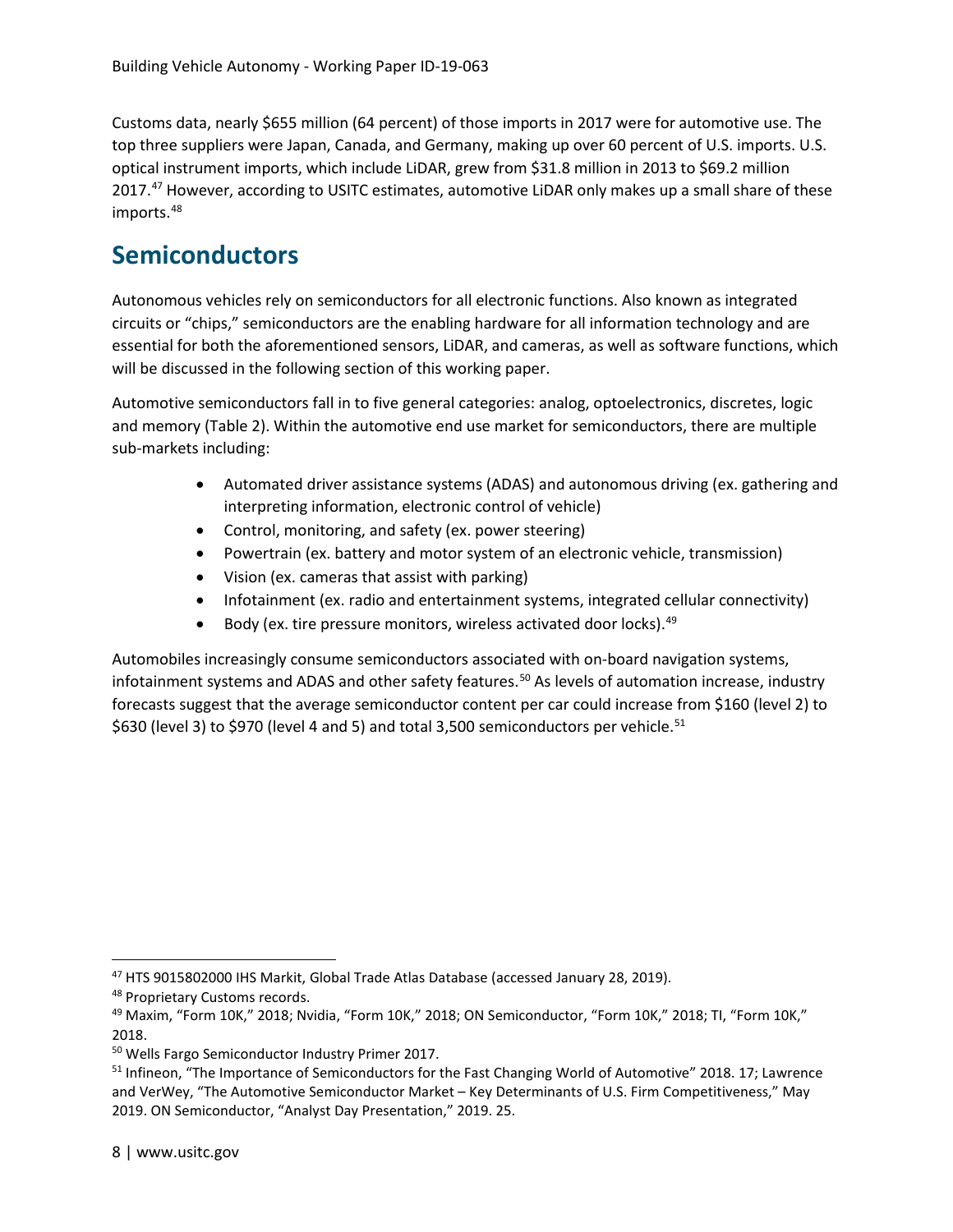Customs data, nearly $655 million (64 percent) of those imports in 2017 were for automotive use. The top three suppliers were Japan, Canada, and Germany, making up over 60 percent of U.S. imports. U.S. optical instrument imports, which include LiDAR, grew from $31.8 million in 2013 to $69.2 million 2017.[47] However, according to USITC estimates, automotive LiDAR only makes up a small share of these imports.[48]

# Semiconductors

Autonomous vehicles rely on semiconductors for all electronic functions. Also known as integrated circuits or "chips," semiconductors are the enabling hardware for all information technology and are essential for both the aforementioned sensors, LiDAR, and cameras, as well as software functions, which will be discussed in the following section of this working paper.

Automotive semiconductors fall in to five general categories: analog, optoelectronics, discretes, logic and memory (Table 2). Within the automotive end use market for semiconductors, there are multiple sub-markets including:

- Automated driver assistance systems (ADAS) and autonomous driving (ex. gathering and interpreting information, electronic control of vehicle)
- Control, monitoring, and safety (ex. power steering)
- Powertrain (ex. battery and motor system of an electronic vehicle, transmission)
- Vision (ex. cameras that assist with parking)
- Infotainment (ex. radio and entertainment systems, integrated cellular connectivity)
- Body (ex. tire pressure monitors, wireless activated door locks).[49]

Automobiles increasingly consume semiconductors associated with on-board navigation systems, infotainment systems and ADAS and other safety features.[50] As levels of automation increase, industry forecasts suggest that the average semiconductor content per car could increase from $160 (level 2) to $630 (level 3) to $970 (level 4 and 5) and total 3,500 semiconductors per vehicle.[51]

---

[47] HTS 9015802000 IHS Markit, Global Trade Atlas Database (accessed January 28, 2019).

[48] Proprietary Customs records.

[49] Maxim, "Form 10K," 2018; Nvidia, "Form 10K," 2018; ON Semiconductor, "Form 10K," 2018; TI, "Form 10K," 2018.

[50] Wells Fargo Semiconductor Industry Primer 2017.

[51] Infineon, "The Importance of Semiconductors for the Fast Changing World of Automotive" 2018. 17; Lawrence and VerWey, "The Automotive Semiconductor Market – Key Determinants of U.S. Firm Competitiveness," May 2019. ON Semiconductor, "Analyst Day Presentation," 2019. 25.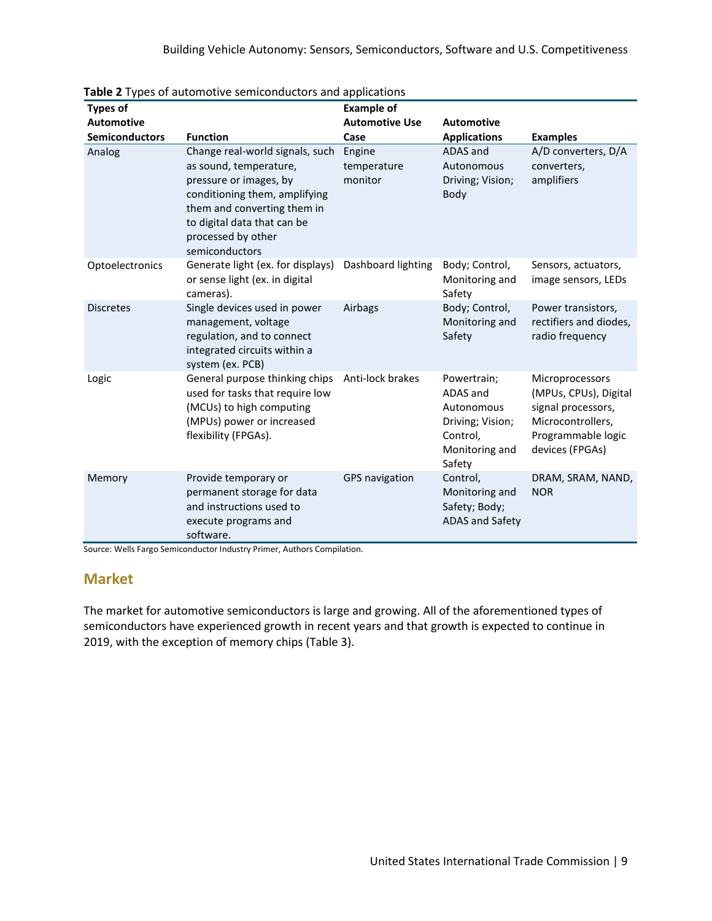**Table 2** Types of automotive semiconductors and applications

| Types of Automotive Semiconductors | Function | Example of Automotive Use Case | Automotive Applications | Examples |
|---|---|---|---|---|
| Analog | Change real-world signals, such as sound, temperature, pressure or images, by conditioning them, amplifying them and converting them in to digital data that can be processed by other semiconductors | Engine temperature monitor | ADAS and Autonomous Driving; Vision; Body | A/D converters, D/A converters, amplifiers |
| Optoelectronics | Generate light (ex. for displays) or sense light (ex. in digital cameras). | Dashboard lighting | Body; Control, Monitoring and Safety | Sensors, actuators, image sensors, LEDs |
| Discretes | Single devices used in power management, voltage regulation, and to connect integrated circuits within a system (ex. PCB) | Airbags | Body; Control, Monitoring and Safety | Power transistors, rectifiers and diodes, radio frequency |
| Logic | General purpose thinking chips used for tasks that require low (MCUs) to high computing (MPUs) power or increased flexibility (FPGAs). | Anti-lock brakes | Powertrain; ADAS and Autonomous Driving; Vision; Control, Monitoring and Safety | Microprocessors (MPUs, CPUs), Digital signal processors, Microcontrollers, Programmable logic devices (FPGAs) |
| Memory | Provide temporary or permanent storage for data and instructions used to execute programs and software. | GPS navigation | Control, Monitoring and Safety; Body; ADAS and Safety | DRAM, SRAM, NAND, NOR |

Source: Wells Fargo Semiconductor Industry Primer, Authors Compilation.

## Market

The market for automotive semiconductors is large and growing. All of the aforementioned types of semiconductors have experienced growth in recent years and that growth is expected to continue in 2019, with the exception of memory chips (Table 3).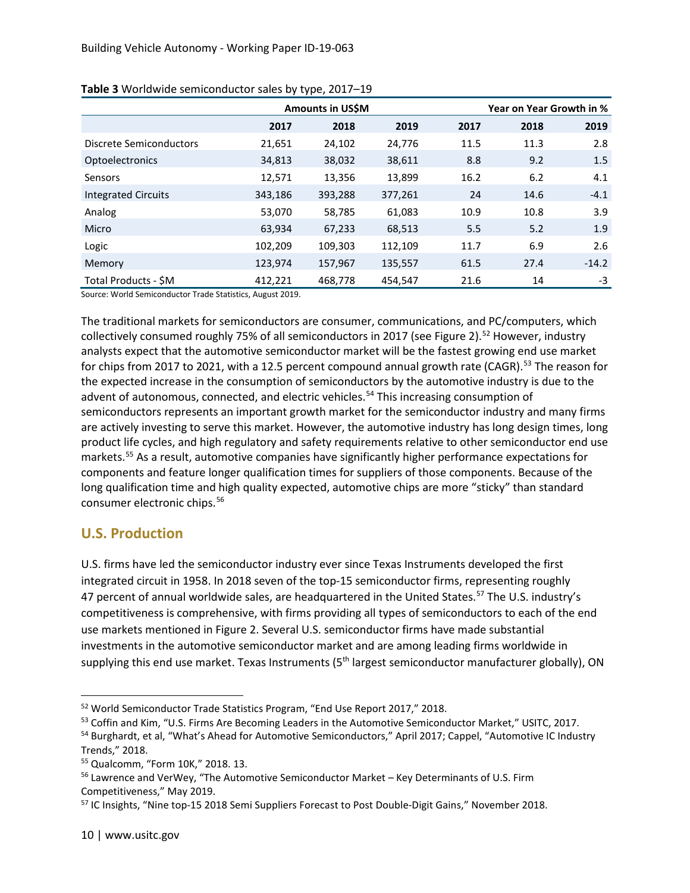**Table 3** Worldwide semiconductor sales by type, 2017–19

| | Amounts in US$M | | | Year on Year Growth in % | | |
|---|---|---|---|---|---|---|
| | **2017** | **2018** | **2019** | **2017** | **2018** | **2019** |
| Discrete Semiconductors | 21,651 | 24,102 | 24,776 | 11.5 | 11.3 | 2.8 |
| Optoelectronics | 34,813 | 38,032 | 38,611 | 8.8 | 9.2 | 1.5 |
| Sensors | 12,571 | 13,356 | 13,899 | 16.2 | 6.2 | 4.1 |
| Integrated Circuits | 343,186 | 393,288 | 377,261 | 24 | 14.6 | -4.1 |
| Analog | 53,070 | 58,785 | 61,083 | 10.9 | 10.8 | 3.9 |
| Micro | 63,934 | 67,233 | 68,513 | 5.5 | 5.2 | 1.9 |
| Logic | 102,209 | 109,303 | 112,109 | 11.7 | 6.9 | 2.6 |
| Memory | 123,974 | 157,967 | 135,557 | 61.5 | 27.4 | -14.2 |
| Total Products - $M | 412,221 | 468,778 | 454,547 | 21.6 | 14 | -3 |

Source: World Semiconductor Trade Statistics, August 2019.

The traditional markets for semiconductors are consumer, communications, and PC/computers, which collectively consumed roughly 75% of all semiconductors in 2017 (see Figure 2).[52] However, industry analysts expect that the automotive semiconductor market will be the fastest growing end use market for chips from 2017 to 2021, with a 12.5 percent compound annual growth rate (CAGR).[53] The reason for the expected increase in the consumption of semiconductors by the automotive industry is due to the advent of autonomous, connected, and electric vehicles.[54] This increasing consumption of semiconductors represents an important growth market for the semiconductor industry and many firms are actively investing to serve this market. However, the automotive industry has long design times, long product life cycles, and high regulatory and safety requirements relative to other semiconductor end use markets.[55] As a result, automotive companies have significantly higher performance expectations for components and feature longer qualification times for suppliers of those components. Because of the long qualification time and high quality expected, automotive chips are more "sticky" than standard consumer electronic chips.[56]

## U.S. Production

U.S. firms have led the semiconductor industry ever since Texas Instruments developed the first integrated circuit in 1958. In 2018 seven of the top-15 semiconductor firms, representing roughly 47 percent of annual worldwide sales, are headquartered in the United States.[57] The U.S. industry's competitiveness is comprehensive, with firms providing all types of semiconductors to each of the end use markets mentioned in Figure 2. Several U.S. semiconductor firms have made substantial investments in the automotive semiconductor market and are among leading firms worldwide in supplying this end use market. Texas Instruments (5th largest semiconductor manufacturer globally), ON

---

[52] World Semiconductor Trade Statistics Program, "End Use Report 2017," 2018.

[53] Coffin and Kim, "U.S. Firms Are Becoming Leaders in the Automotive Semiconductor Market," USITC, 2017.

[54] Burghardt, et al, "What's Ahead for Automotive Semiconductors," April 2017; Cappel, "Automotive IC Industry Trends," 2018.

[55] Qualcomm, "Form 10K," 2018. 13.

[56] Lawrence and VerWey, "The Automotive Semiconductor Market – Key Determinants of U.S. Firm Competitiveness," May 2019.

[57] IC Insights, "Nine top-15 2018 Semi Suppliers Forecast to Post Double-Digit Gains," November 2018.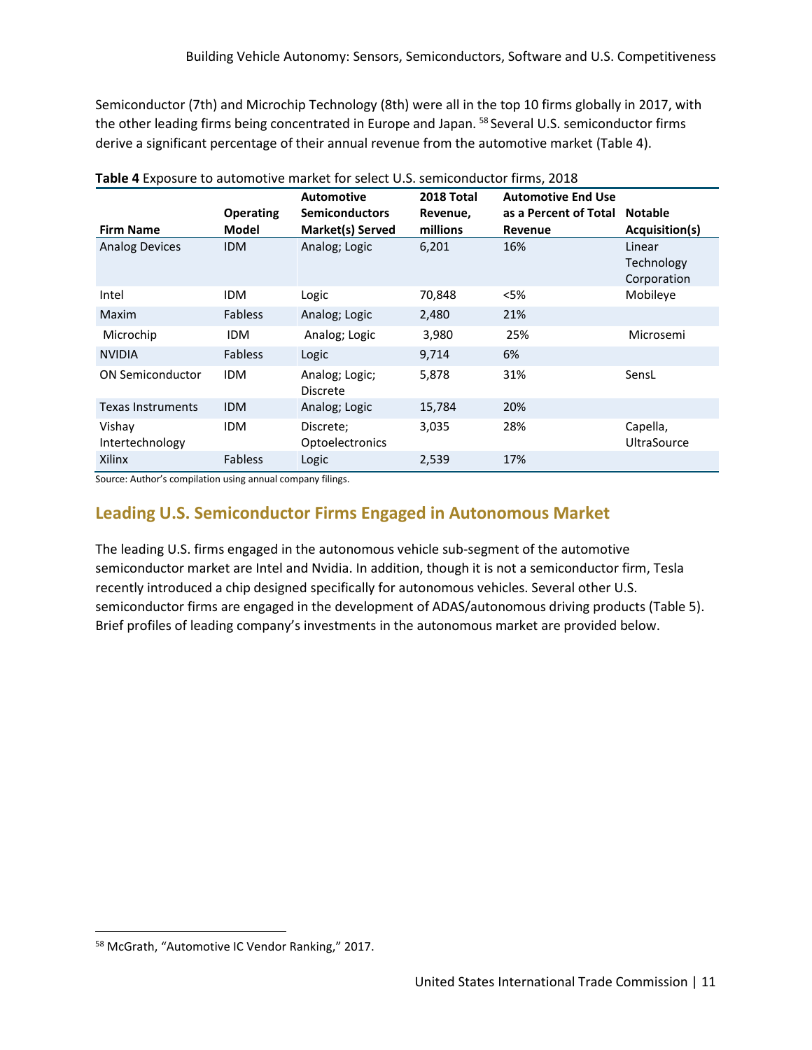Semiconductor (7th) and Microchip Technology (8th) were all in the top 10 firms globally in 2017, with the other leading firms being concentrated in Europe and Japan. [58] Several U.S. semiconductor firms derive a significant percentage of their annual revenue from the automotive market (Table 4).

**Table 4** Exposure to automotive market for select U.S. semiconductor firms, 2018

| Firm Name | Operating Model | Automotive Semiconductors Market(s) Served | 2018 Total Revenue, millions | Automotive End Use as a Percent of Total Revenue | Notable Acquisition(s) |
|---|---|---|---|---|---|
| Analog Devices | IDM | Analog; Logic | 6,201 | 16% | Linear Technology Corporation |
| Intel | IDM | Logic | 70,848 | <5% | Mobileye |
| Maxim | Fabless | Analog; Logic | 2,480 | 21% | |
| Microchip | IDM | Analog; Logic | 3,980 | 25% | Microsemi |
| NVIDIA | Fabless | Logic | 9,714 | 6% | |
| ON Semiconductor | IDM | Analog; Logic; Discrete | 5,878 | 31% | SensL |
| Texas Instruments | IDM | Analog; Logic | 15,784 | 20% | |
| Vishay Intertechnology | IDM | Discrete; Optoelectronics | 3,035 | 28% | Capella, UltraSource |
| Xilinx | Fabless | Logic | 2,539 | 17% | |

Source: Author's compilation using annual company filings.

## Leading U.S. Semiconductor Firms Engaged in Autonomous Market

The leading U.S. firms engaged in the autonomous vehicle sub-segment of the automotive semiconductor market are Intel and Nvidia. In addition, though it is not a semiconductor firm, Tesla recently introduced a chip designed specifically for autonomous vehicles. Several other U.S. semiconductor firms are engaged in the development of ADAS/autonomous driving products (Table 5). Brief profiles of leading company's investments in the autonomous market are provided below.

[58] McGrath, "Automotive IC Vendor Ranking," 2017.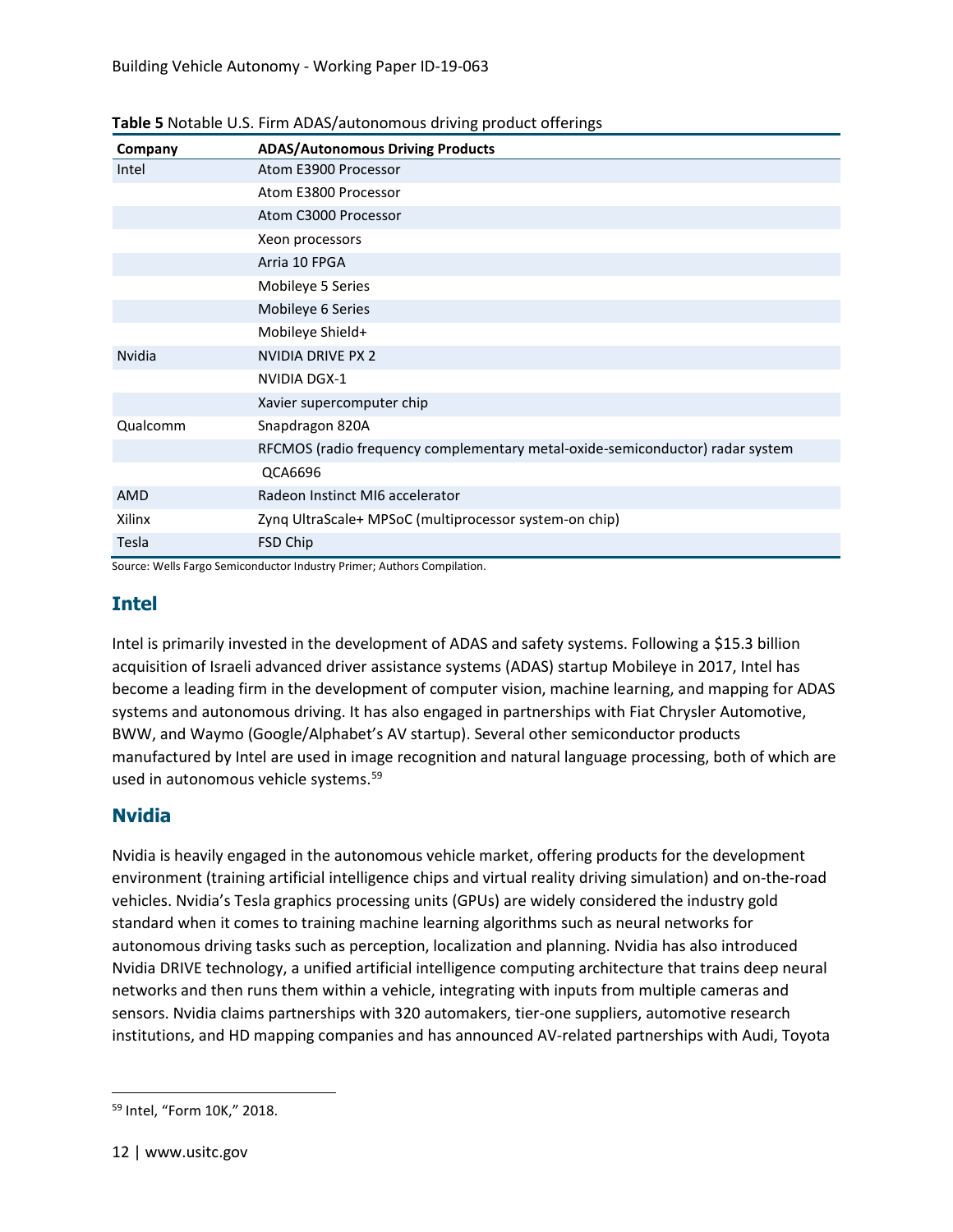**Table 5** Notable U.S. Firm ADAS/autonomous driving product offerings

| Company | ADAS/Autonomous Driving Products |
|---|---|
| Intel | Atom E3900 Processor |
| | Atom E3800 Processor |
| | Atom C3000 Processor |
| | Xeon processors |
| | Arria 10 FPGA |
| | Mobileye 5 Series |
| | Mobileye 6 Series |
| | Mobileye Shield+ |
| Nvidia | NVIDIA DRIVE PX 2 |
| | NVIDIA DGX-1 |
| | Xavier supercomputer chip |
| Qualcomm | Snapdragon 820A |
| | RFCMOS (radio frequency complementary metal-oxide-semiconductor) radar system |
| | QCA6696 |
| AMD | Radeon Instinct MI6 accelerator |
| Xilinx | Zynq UltraScale+ MPSoC (multiprocessor system-on chip) |
| Tesla | FSD Chip |

Source: Wells Fargo Semiconductor Industry Primer; Authors Compilation.

## Intel

Intel is primarily invested in the development of ADAS and safety systems. Following a $15.3 billion acquisition of Israeli advanced driver assistance systems (ADAS) startup Mobileye in 2017, Intel has become a leading firm in the development of computer vision, machine learning, and mapping for ADAS systems and autonomous driving. It has also engaged in partnerships with Fiat Chrysler Automotive, BWW, and Waymo (Google/Alphabet's AV startup). Several other semiconductor products manufactured by Intel are used in image recognition and natural language processing, both of which are used in autonomous vehicle systems.[59]

## Nvidia

Nvidia is heavily engaged in the autonomous vehicle market, offering products for the development environment (training artificial intelligence chips and virtual reality driving simulation) and on-the-road vehicles. Nvidia's Tesla graphics processing units (GPUs) are widely considered the industry gold standard when it comes to training machine learning algorithms such as neural networks for autonomous driving tasks such as perception, localization and planning. Nvidia has also introduced Nvidia DRIVE technology, a unified artificial intelligence computing architecture that trains deep neural networks and then runs them within a vehicle, integrating with inputs from multiple cameras and sensors. Nvidia claims partnerships with 320 automakers, tier-one suppliers, automotive research institutions, and HD mapping companies and has announced AV-related partnerships with Audi, Toyota

[59] Intel, "Form 10K," 2018.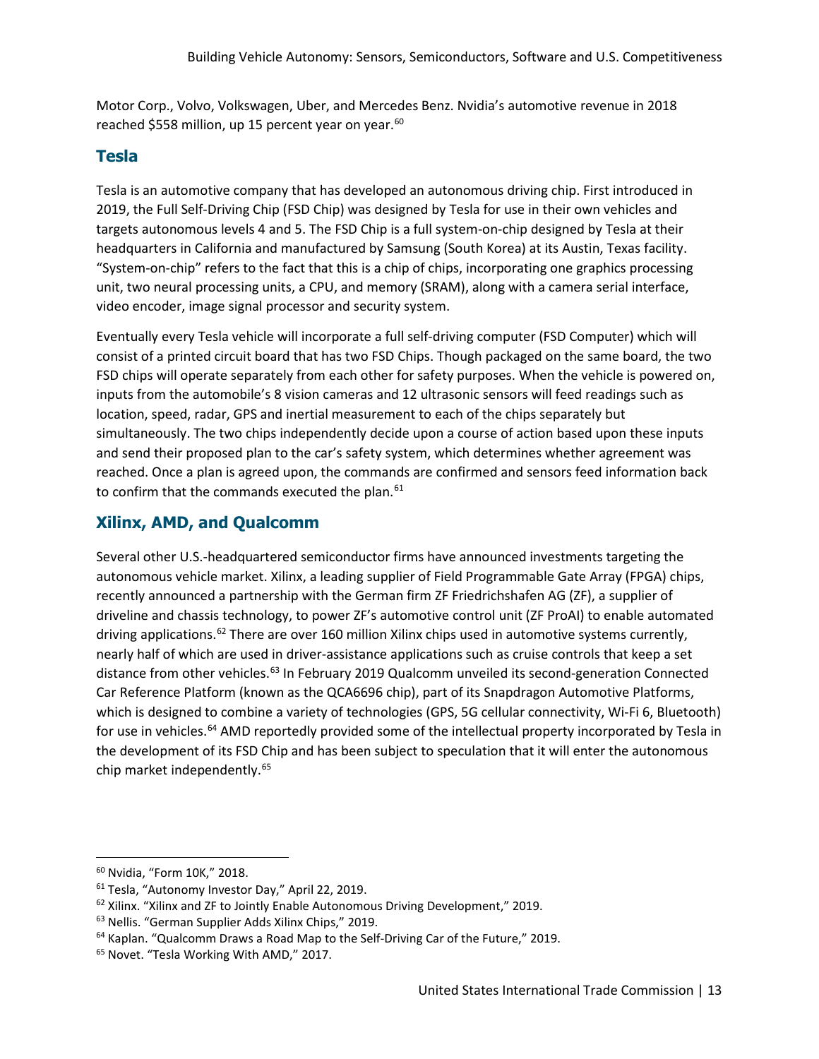Motor Corp., Volvo, Volkswagen, Uber, and Mercedes Benz. Nvidia's automotive revenue in 2018 reached $558 million, up 15 percent year on year.[60]

## Tesla

Tesla is an automotive company that has developed an autonomous driving chip. First introduced in 2019, the Full Self-Driving Chip (FSD Chip) was designed by Tesla for use in their own vehicles and targets autonomous levels 4 and 5. The FSD Chip is a full system-on-chip designed by Tesla at their headquarters in California and manufactured by Samsung (South Korea) at its Austin, Texas facility. "System-on-chip" refers to the fact that this is a chip of chips, incorporating one graphics processing unit, two neural processing units, a CPU, and memory (SRAM), along with a camera serial interface, video encoder, image signal processor and security system.

Eventually every Tesla vehicle will incorporate a full self-driving computer (FSD Computer) which will consist of a printed circuit board that has two FSD Chips. Though packaged on the same board, the two FSD chips will operate separately from each other for safety purposes. When the vehicle is powered on, inputs from the automobile's 8 vision cameras and 12 ultrasonic sensors will feed readings such as location, speed, radar, GPS and inertial measurement to each of the chips separately but simultaneously. The two chips independently decide upon a course of action based upon these inputs and send their proposed plan to the car's safety system, which determines whether agreement was reached. Once a plan is agreed upon, the commands are confirmed and sensors feed information back to confirm that the commands executed the plan.[61]

## Xilinx, AMD, and Qualcomm

Several other U.S.-headquartered semiconductor firms have announced investments targeting the autonomous vehicle market. Xilinx, a leading supplier of Field Programmable Gate Array (FPGA) chips, recently announced a partnership with the German firm ZF Friedrichshafen AG (ZF), a supplier of driveline and chassis technology, to power ZF's automotive control unit (ZF ProAI) to enable automated driving applications.[62] There are over 160 million Xilinx chips used in automotive systems currently, nearly half of which are used in driver-assistance applications such as cruise controls that keep a set distance from other vehicles.[63] In February 2019 Qualcomm unveiled its second-generation Connected Car Reference Platform (known as the QCA6696 chip), part of its Snapdragon Automotive Platforms, which is designed to combine a variety of technologies (GPS, 5G cellular connectivity, Wi-Fi 6, Bluetooth) for use in vehicles.[64] AMD reportedly provided some of the intellectual property incorporated by Tesla in the development of its FSD Chip and has been subject to speculation that it will enter the autonomous chip market independently.[65]

---

[60] Nvidia, "Form 10K," 2018.
[61] Tesla, "Autonomy Investor Day," April 22, 2019.
[62] Xilinx. "Xilinx and ZF to Jointly Enable Autonomous Driving Development," 2019.
[63] Nellis. "German Supplier Adds Xilinx Chips," 2019.
[64] Kaplan. "Qualcomm Draws a Road Map to the Self-Driving Car of the Future," 2019.
[65] Novet. "Tesla Working With AMD," 2017.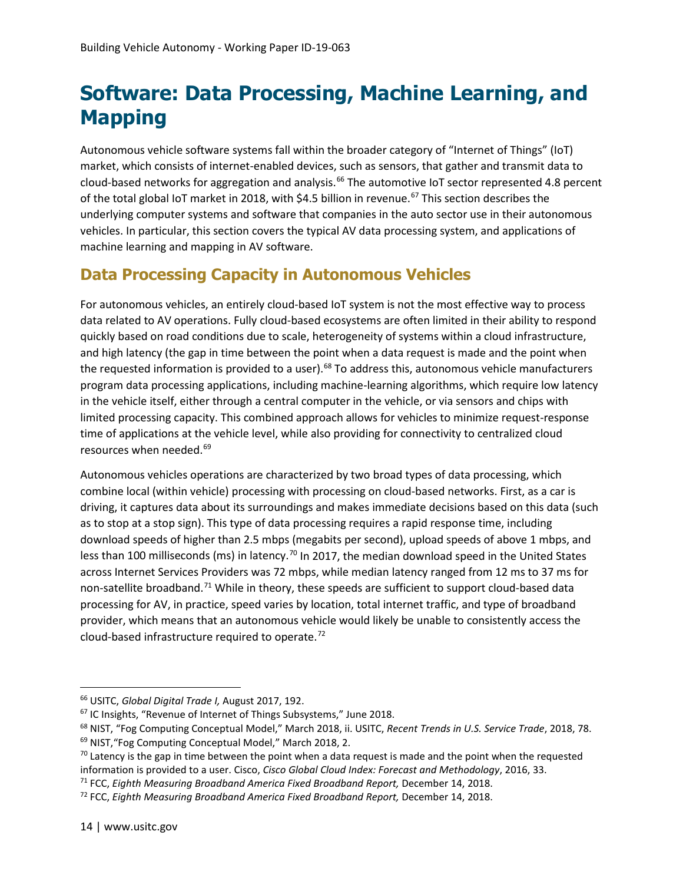# Software: Data Processing, Machine Learning, and Mapping

Autonomous vehicle software systems fall within the broader category of "Internet of Things" (IoT) market, which consists of internet-enabled devices, such as sensors, that gather and transmit data to cloud-based networks for aggregation and analysis.[66] The automotive IoT sector represented 4.8 percent of the total global IoT market in 2018, with $4.5 billion in revenue.[67] This section describes the underlying computer systems and software that companies in the auto sector use in their autonomous vehicles. In particular, this section covers the typical AV data processing system, and applications of machine learning and mapping in AV software.

## Data Processing Capacity in Autonomous Vehicles

For autonomous vehicles, an entirely cloud-based IoT system is not the most effective way to process data related to AV operations. Fully cloud-based ecosystems are often limited in their ability to respond quickly based on road conditions due to scale, heterogeneity of systems within a cloud infrastructure, and high latency (the gap in time between the point when a data request is made and the point when the requested information is provided to a user).[68] To address this, autonomous vehicle manufacturers program data processing applications, including machine-learning algorithms, which require low latency in the vehicle itself, either through a central computer in the vehicle, or via sensors and chips with limited processing capacity. This combined approach allows for vehicles to minimize request-response time of applications at the vehicle level, while also providing for connectivity to centralized cloud resources when needed.[69]

Autonomous vehicles operations are characterized by two broad types of data processing, which combine local (within vehicle) processing with processing on cloud-based networks. First, as a car is driving, it captures data about its surroundings and makes immediate decisions based on this data (such as to stop at a stop sign). This type of data processing requires a rapid response time, including download speeds of higher than 2.5 mbps (megabits per second), upload speeds of above 1 mbps, and less than 100 milliseconds (ms) in latency.[70] In 2017, the median download speed in the United States across Internet Services Providers was 72 mbps, while median latency ranged from 12 ms to 37 ms for non-satellite broadband.[71] While in theory, these speeds are sufficient to support cloud-based data processing for AV, in practice, speed varies by location, total internet traffic, and type of broadband provider, which means that an autonomous vehicle would likely be unable to consistently access the cloud-based infrastructure required to operate.[72]

---

[66] USITC, *Global Digital Trade I,* August 2017, 192.

[67] IC Insights, "Revenue of Internet of Things Subsystems," June 2018.

[68] NIST, "Fog Computing Conceptual Model," March 2018, ii. USITC, *Recent Trends in U.S. Service Trade*, 2018, 78.

[69] NIST,"Fog Computing Conceptual Model," March 2018, 2.

[70] Latency is the gap in time between the point when a data request is made and the point when the requested information is provided to a user. Cisco, *Cisco Global Cloud Index: Forecast and Methodology*, 2016, 33.

[71] FCC, *Eighth Measuring Broadband America Fixed Broadband Report,* December 14, 2018.

[72] FCC, *Eighth Measuring Broadband America Fixed Broadband Report,* December 14, 2018.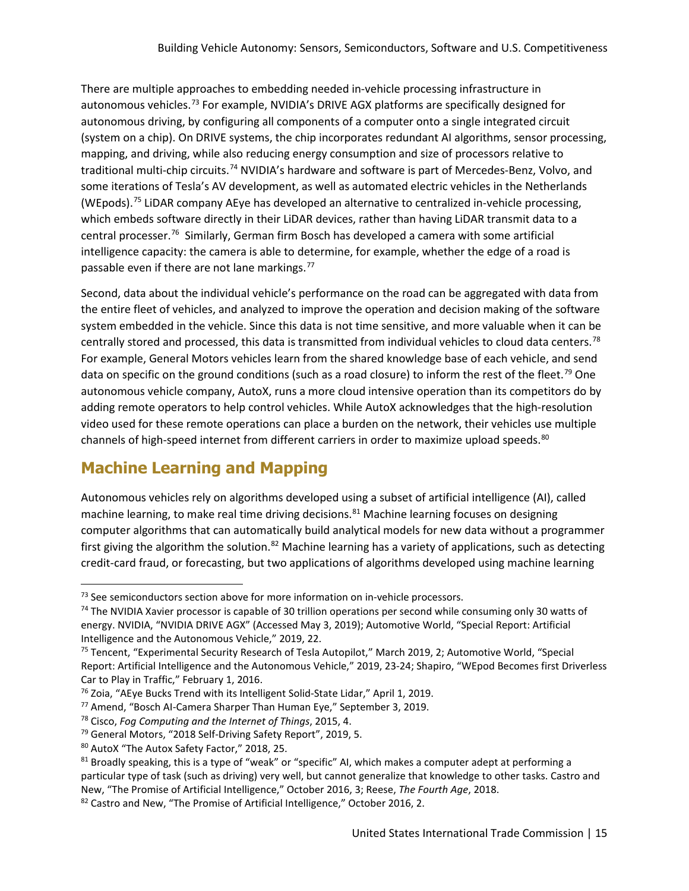There are multiple approaches to embedding needed in-vehicle processing infrastructure in autonomous vehicles.[73] For example, NVIDIA's DRIVE AGX platforms are specifically designed for autonomous driving, by configuring all components of a computer onto a single integrated circuit (system on a chip). On DRIVE systems, the chip incorporates redundant AI algorithms, sensor processing, mapping, and driving, while also reducing energy consumption and size of processors relative to traditional multi-chip circuits.[74] NVIDIA's hardware and software is part of Mercedes-Benz, Volvo, and some iterations of Tesla's AV development, as well as automated electric vehicles in the Netherlands (WEpods).[75] LiDAR company AEye has developed an alternative to centralized in-vehicle processing, which embeds software directly in their LiDAR devices, rather than having LiDAR transmit data to a central processer.[76] Similarly, German firm Bosch has developed a camera with some artificial intelligence capacity: the camera is able to determine, for example, whether the edge of a road is passable even if there are not lane markings.[77]

Second, data about the individual vehicle's performance on the road can be aggregated with data from the entire fleet of vehicles, and analyzed to improve the operation and decision making of the software system embedded in the vehicle. Since this data is not time sensitive, and more valuable when it can be centrally stored and processed, this data is transmitted from individual vehicles to cloud data centers.[78] For example, General Motors vehicles learn from the shared knowledge base of each vehicle, and send data on specific on the ground conditions (such as a road closure) to inform the rest of the fleet.[79] One autonomous vehicle company, AutoX, runs a more cloud intensive operation than its competitors do by adding remote operators to help control vehicles. While AutoX acknowledges that the high-resolution video used for these remote operations can place a burden on the network, their vehicles use multiple channels of high-speed internet from different carriers in order to maximize upload speeds.[80]

## Machine Learning and Mapping

Autonomous vehicles rely on algorithms developed using a subset of artificial intelligence (AI), called machine learning, to make real time driving decisions.[81] Machine learning focuses on designing computer algorithms that can automatically build analytical models for new data without a programmer first giving the algorithm the solution.[82] Machine learning has a variety of applications, such as detecting credit-card fraud, or forecasting, but two applications of algorithms developed using machine learning

---

[73] See semiconductors section above for more information on in-vehicle processors.

[74] The NVIDIA Xavier processor is capable of 30 trillion operations per second while consuming only 30 watts of energy. NVIDIA, "NVIDIA DRIVE AGX" (Accessed May 3, 2019); Automotive World, "Special Report: Artificial Intelligence and the Autonomous Vehicle," 2019, 22.

[75] Tencent, "Experimental Security Research of Tesla Autopilot," March 2019, 2; Automotive World, "Special Report: Artificial Intelligence and the Autonomous Vehicle," 2019, 23-24; Shapiro, "WEpod Becomes first Driverless Car to Play in Traffic," February 1, 2016.

[76] Zoia, "AEye Bucks Trend with its Intelligent Solid-State Lidar," April 1, 2019.

[77] Amend, "Bosch AI-Camera Sharper Than Human Eye," September 3, 2019.

[78] Cisco, *Fog Computing and the Internet of Things*, 2015, 4.

[79] General Motors, "2018 Self-Driving Safety Report", 2019, 5.

[80] AutoX "The Autox Safety Factor," 2018, 25.

[81] Broadly speaking, this is a type of "weak" or "specific" AI, which makes a computer adept at performing a particular type of task (such as driving) very well, but cannot generalize that knowledge to other tasks. Castro and New, "The Promise of Artificial Intelligence," October 2016, 3; Reese, *The Fourth Age*, 2018.

[82] Castro and New, "The Promise of Artificial Intelligence," October 2016, 2.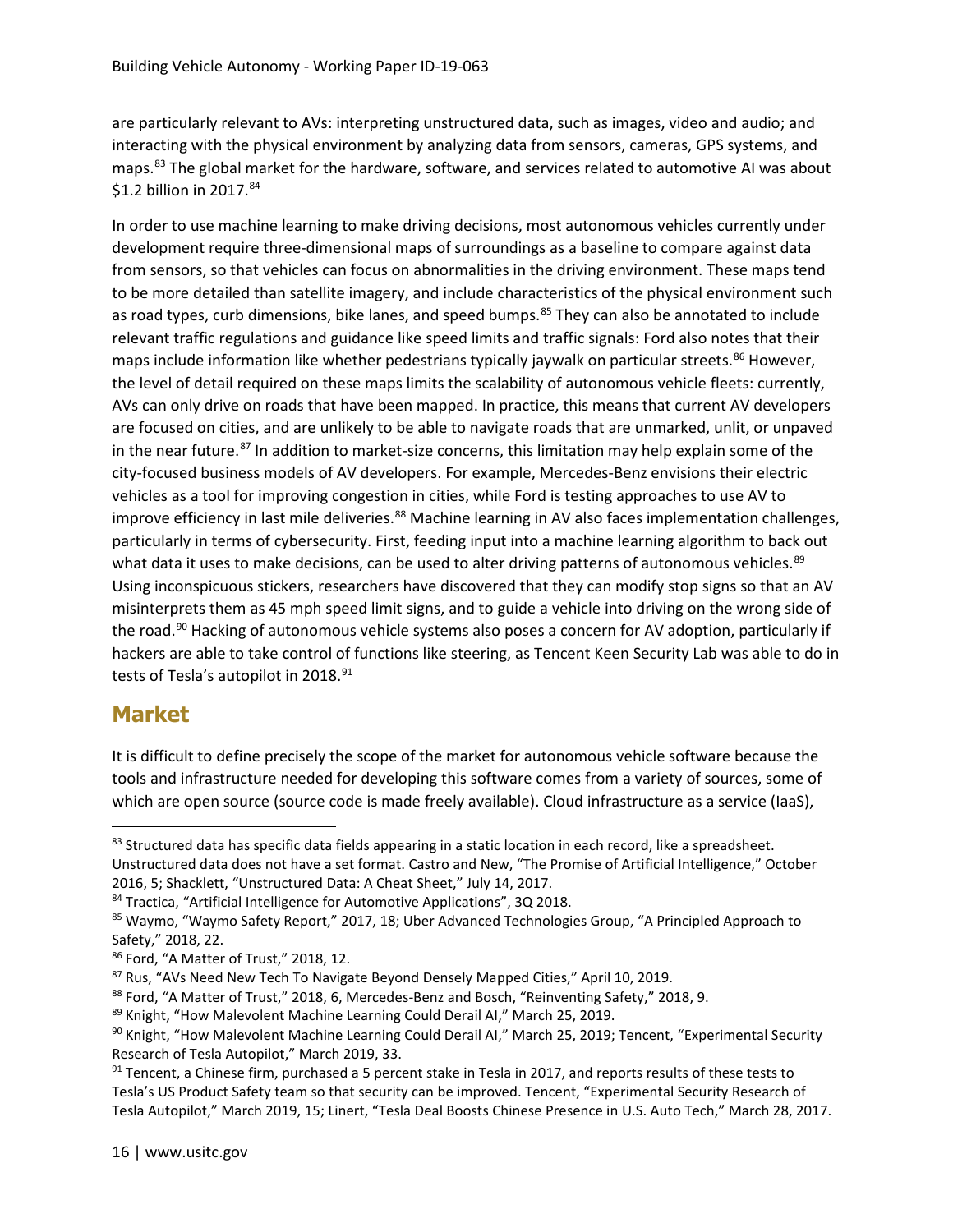are particularly relevant to AVs: interpreting unstructured data, such as images, video and audio; and interacting with the physical environment by analyzing data from sensors, cameras, GPS systems, and maps.[83] The global market for the hardware, software, and services related to automotive AI was about $1.2 billion in 2017.[84]

In order to use machine learning to make driving decisions, most autonomous vehicles currently under development require three-dimensional maps of surroundings as a baseline to compare against data from sensors, so that vehicles can focus on abnormalities in the driving environment. These maps tend to be more detailed than satellite imagery, and include characteristics of the physical environment such as road types, curb dimensions, bike lanes, and speed bumps.[85] They can also be annotated to include relevant traffic regulations and guidance like speed limits and traffic signals: Ford also notes that their maps include information like whether pedestrians typically jaywalk on particular streets.[86] However, the level of detail required on these maps limits the scalability of autonomous vehicle fleets: currently, AVs can only drive on roads that have been mapped. In practice, this means that current AV developers are focused on cities, and are unlikely to be able to navigate roads that are unmarked, unlit, or unpaved in the near future.[87] In addition to market-size concerns, this limitation may help explain some of the city-focused business models of AV developers. For example, Mercedes-Benz envisions their electric vehicles as a tool for improving congestion in cities, while Ford is testing approaches to use AV to improve efficiency in last mile deliveries.[88] Machine learning in AV also faces implementation challenges, particularly in terms of cybersecurity. First, feeding input into a machine learning algorithm to back out what data it uses to make decisions, can be used to alter driving patterns of autonomous vehicles.[89] Using inconspicuous stickers, researchers have discovered that they can modify stop signs so that an AV misinterprets them as 45 mph speed limit signs, and to guide a vehicle into driving on the wrong side of the road.[90] Hacking of autonomous vehicle systems also poses a concern for AV adoption, particularly if hackers are able to take control of functions like steering, as Tencent Keen Security Lab was able to do in tests of Tesla's autopilot in 2018.[91]

## Market

It is difficult to define precisely the scope of the market for autonomous vehicle software because the tools and infrastructure needed for developing this software comes from a variety of sources, some of which are open source (source code is made freely available). Cloud infrastructure as a service (IaaS),

---

[83] Structured data has specific data fields appearing in a static location in each record, like a spreadsheet. Unstructured data does not have a set format. Castro and New, "The Promise of Artificial Intelligence," October 2016, 5; Shacklett, "Unstructured Data: A Cheat Sheet," July 14, 2017.

[84] Tractica, "Artificial Intelligence for Automotive Applications", 3Q 2018.

[85] Waymo, "Waymo Safety Report," 2017, 18; Uber Advanced Technologies Group, "A Principled Approach to Safety," 2018, 22.

[86] Ford, "A Matter of Trust," 2018, 12.

[87] Rus, "AVs Need New Tech To Navigate Beyond Densely Mapped Cities," April 10, 2019.

[88] Ford, "A Matter of Trust," 2018, 6, Mercedes-Benz and Bosch, "Reinventing Safety," 2018, 9.

[89] Knight, "How Malevolent Machine Learning Could Derail AI," March 25, 2019.

[90] Knight, "How Malevolent Machine Learning Could Derail AI," March 25, 2019; Tencent, "Experimental Security Research of Tesla Autopilot," March 2019, 33.

[91] Tencent, a Chinese firm, purchased a 5 percent stake in Tesla in 2017, and reports results of these tests to Tesla's US Product Safety team so that security can be improved. Tencent, "Experimental Security Research of Tesla Autopilot," March 2019, 15; Linert, "Tesla Deal Boosts Chinese Presence in U.S. Auto Tech," March 28, 2017.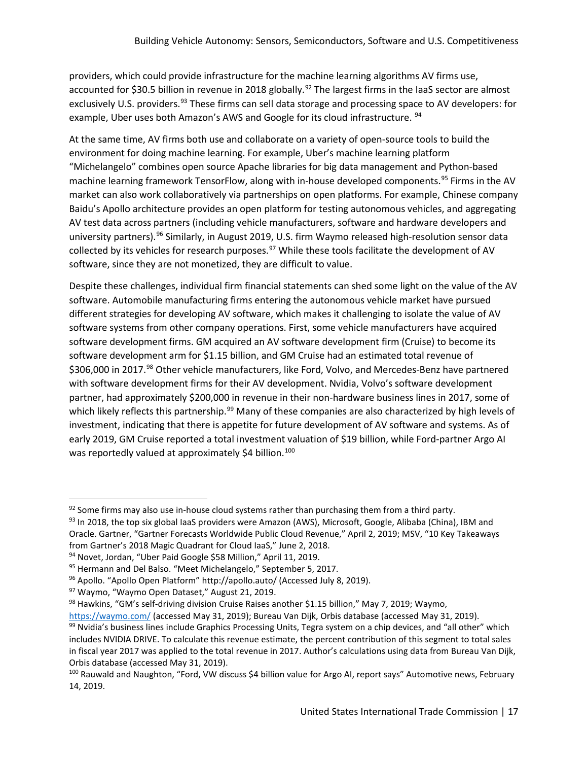providers, which could provide infrastructure for the machine learning algorithms AV firms use, accounted for $30.5 billion in revenue in 2018 globally.[92] The largest firms in the IaaS sector are almost exclusively U.S. providers.[93] These firms can sell data storage and processing space to AV developers: for example, Uber uses both Amazon's AWS and Google for its cloud infrastructure. [94]

At the same time, AV firms both use and collaborate on a variety of open-source tools to build the environment for doing machine learning. For example, Uber's machine learning platform "Michelangelo" combines open source Apache libraries for big data management and Python-based machine learning framework TensorFlow, along with in-house developed components.[95] Firms in the AV market can also work collaboratively via partnerships on open platforms. For example, Chinese company Baidu's Apollo architecture provides an open platform for testing autonomous vehicles, and aggregating AV test data across partners (including vehicle manufacturers, software and hardware developers and university partners).[96] Similarly, in August 2019, U.S. firm Waymo released high-resolution sensor data collected by its vehicles for research purposes.[97] While these tools facilitate the development of AV software, since they are not monetized, they are difficult to value.

Despite these challenges, individual firm financial statements can shed some light on the value of the AV software. Automobile manufacturing firms entering the autonomous vehicle market have pursued different strategies for developing AV software, which makes it challenging to isolate the value of AV software systems from other company operations. First, some vehicle manufacturers have acquired software development firms. GM acquired an AV software development firm (Cruise) to become its software development arm for $1.15 billion, and GM Cruise had an estimated total revenue of $306,000 in 2017.[98] Other vehicle manufacturers, like Ford, Volvo, and Mercedes-Benz have partnered with software development firms for their AV development. Nvidia, Volvo's software development partner, had approximately $200,000 in revenue in their non-hardware business lines in 2017, some of which likely reflects this partnership.[99] Many of these companies are also characterized by high levels of investment, indicating that there is appetite for future development of AV software and systems. As of early 2019, GM Cruise reported a total investment valuation of $19 billion, while Ford-partner Argo AI was reportedly valued at approximately $4 billion.[100]

---

[92] Some firms may also use in-house cloud systems rather than purchasing them from a third party.

[93] In 2018, the top six global IaaS providers were Amazon (AWS), Microsoft, Google, Alibaba (China), IBM and Oracle. Gartner, "Gartner Forecasts Worldwide Public Cloud Revenue," April 2, 2019; MSV, "10 Key Takeaways from Gartner's 2018 Magic Quadrant for Cloud IaaS," June 2, 2018.

[94] Novet, Jordan, "Uber Paid Google $58 Million," April 11, 2019.

[95] Hermann and Del Balso. "Meet Michelangelo," September 5, 2017.

[96] Apollo. "Apollo Open Platform" http://apollo.auto/ (Accessed July 8, 2019).

[97] Waymo, "Waymo Open Dataset," August 21, 2019.

[98] Hawkins, "GM's self-driving division Cruise Raises another $1.15 billion," May 7, 2019; Waymo, https://waymo.com/ (accessed May 31, 2019); Bureau Van Dijk, Orbis database (accessed May 31, 2019).

[99] Nvidia's business lines include Graphics Processing Units, Tegra system on a chip devices, and "all other" which includes NVIDIA DRIVE. To calculate this revenue estimate, the percent contribution of this segment to total sales in fiscal year 2017 was applied to the total revenue in 2017. Author's calculations using data from Bureau Van Dijk, Orbis database (accessed May 31, 2019).

[100] Rauwald and Naughton, "Ford, VW discuss $4 billion value for Argo AI, report says" Automotive news, February 14, 2019.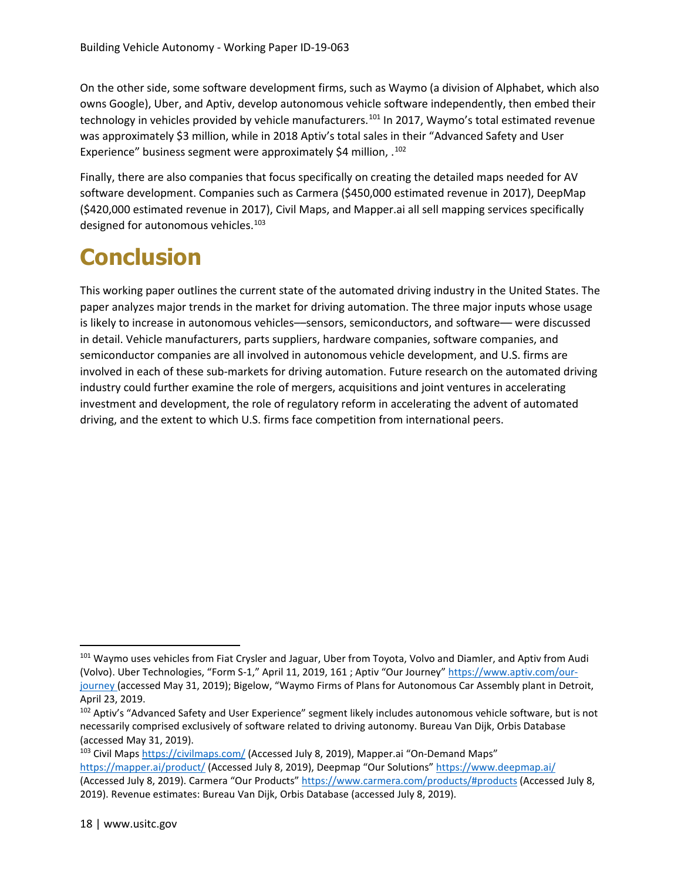On the other side, some software development firms, such as Waymo (a division of Alphabet, which also owns Google), Uber, and Aptiv, develop autonomous vehicle software independently, then embed their technology in vehicles provided by vehicle manufacturers.[101] In 2017, Waymo's total estimated revenue was approximately $3 million, while in 2018 Aptiv's total sales in their "Advanced Safety and User Experience" business segment were approximately $4 million, .[102]

Finally, there are also companies that focus specifically on creating the detailed maps needed for AV software development. Companies such as Carmera ($450,000 estimated revenue in 2017), DeepMap ($420,000 estimated revenue in 2017), Civil Maps, and Mapper.ai all sell mapping services specifically designed for autonomous vehicles.[103]

# Conclusion

This working paper outlines the current state of the automated driving industry in the United States. The paper analyzes major trends in the market for driving automation. The three major inputs whose usage is likely to increase in autonomous vehicles—sensors, semiconductors, and software— were discussed in detail. Vehicle manufacturers, parts suppliers, hardware companies, software companies, and semiconductor companies are all involved in autonomous vehicle development, and U.S. firms are involved in each of these sub-markets for driving automation. Future research on the automated driving industry could further examine the role of mergers, acquisitions and joint ventures in accelerating investment and development, the role of regulatory reform in accelerating the advent of automated driving, and the extent to which U.S. firms face competition from international peers.

---

[101] Waymo uses vehicles from Fiat Crysler and Jaguar, Uber from Toyota, Volvo and Diamler, and Aptiv from Audi (Volvo). Uber Technologies, "Form S-1," April 11, 2019, 161 ; Aptiv "Our Journey" https://www.aptiv.com/our-journey (accessed May 31, 2019); Bigelow, "Waymo Firms of Plans for Autonomous Car Assembly plant in Detroit, April 23, 2019.

[102] Aptiv's "Advanced Safety and User Experience" segment likely includes autonomous vehicle software, but is not necessarily comprised exclusively of software related to driving autonomy. Bureau Van Dijk, Orbis Database (accessed May 31, 2019).

[103] Civil Maps https://civilmaps.com/ (Accessed July 8, 2019), Mapper.ai "On-Demand Maps" https://mapper.ai/product/ (Accessed July 8, 2019), Deepmap "Our Solutions" https://www.deepmap.ai/ (Accessed July 8, 2019). Carmera "Our Products" https://www.carmera.com/products/#products (Accessed July 8, 2019). Revenue estimates: Bureau Van Dijk, Orbis Database (accessed July 8, 2019).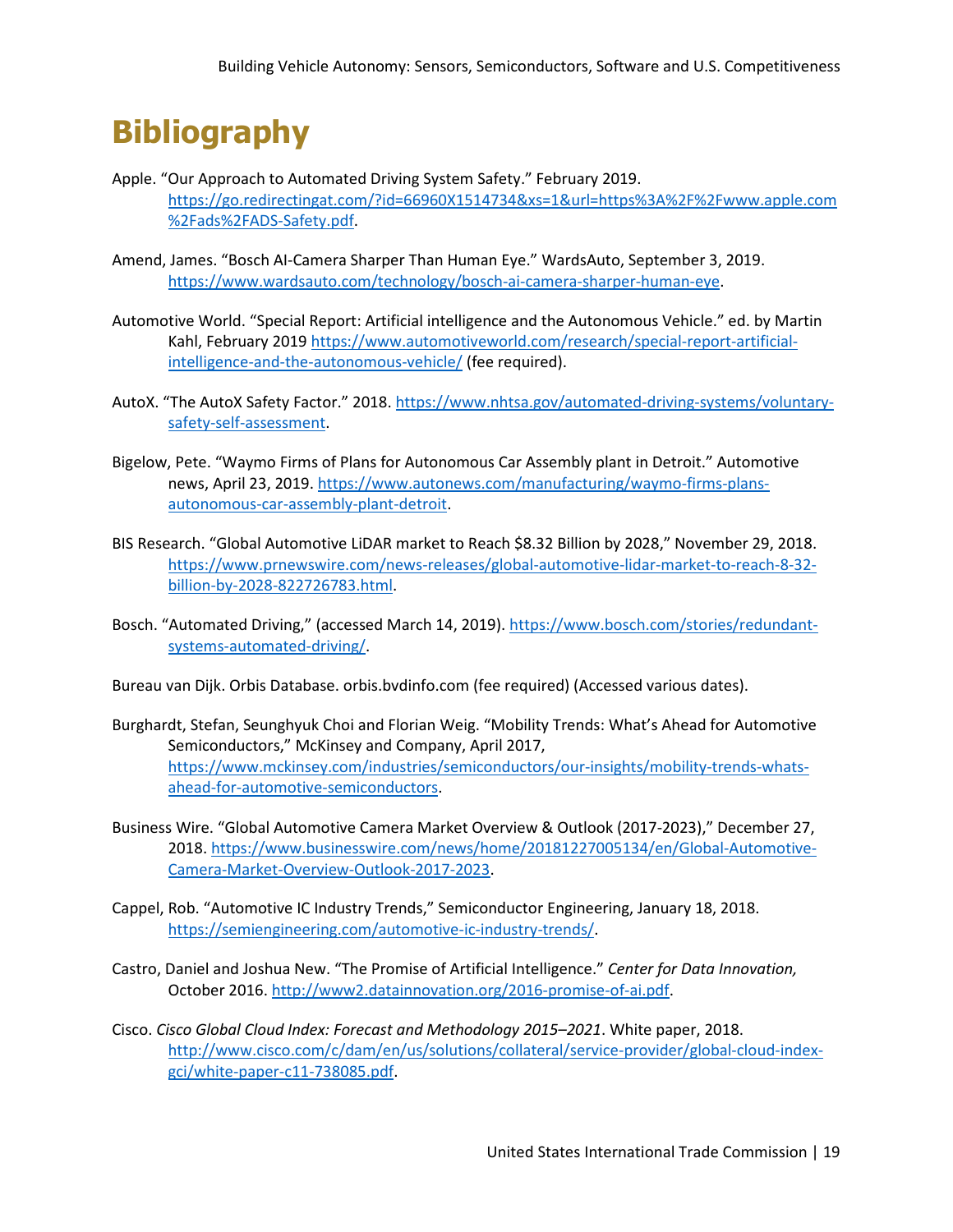# Bibliography

Apple. "Our Approach to Automated Driving System Safety." February 2019. https://go.redirectingat.com/?id=66960X1514734&xs=1&url=https%3A%2F%2Fwww.apple.com%2Fads%2FADS-Safety.pdf.

Amend, James. "Bosch AI-Camera Sharper Than Human Eye." WardsAuto, September 3, 2019. https://www.wardsauto.com/technology/bosch-ai-camera-sharper-human-eye.

Automotive World. "Special Report: Artificial intelligence and the Autonomous Vehicle." ed. by Martin Kahl, February 2019 https://www.automotiveworld.com/research/special-report-artificial-intelligence-and-the-autonomous-vehicle/ (fee required).

AutoX. "The AutoX Safety Factor." 2018. https://www.nhtsa.gov/automated-driving-systems/voluntary-safety-self-assessment.

Bigelow, Pete. "Waymo Firms of Plans for Autonomous Car Assembly plant in Detroit." Automotive news, April 23, 2019. https://www.autonews.com/manufacturing/waymo-firms-plans-autonomous-car-assembly-plant-detroit.

BIS Research. "Global Automotive LiDAR market to Reach $8.32 Billion by 2028," November 29, 2018. https://www.prnewswire.com/news-releases/global-automotive-lidar-market-to-reach-8-32-billion-by-2028-822726783.html.

Bosch. "Automated Driving," (accessed March 14, 2019). https://www.bosch.com/stories/redundant-systems-automated-driving/.

Bureau van Dijk. Orbis Database. orbis.bvdinfo.com (fee required) (Accessed various dates).

Burghardt, Stefan, Seunghyuk Choi and Florian Weig. "Mobility Trends: What's Ahead for Automotive Semiconductors," McKinsey and Company, April 2017, https://www.mckinsey.com/industries/semiconductors/our-insights/mobility-trends-whats-ahead-for-automotive-semiconductors.

Business Wire. "Global Automotive Camera Market Overview & Outlook (2017-2023)," December 27, 2018. https://www.businesswire.com/news/home/20181227005134/en/Global-Automotive-Camera-Market-Overview-Outlook-2017-2023.

Cappel, Rob. "Automotive IC Industry Trends," Semiconductor Engineering, January 18, 2018. https://semiengineering.com/automotive-ic-industry-trends/.

Castro, Daniel and Joshua New. "The Promise of Artificial Intelligence." *Center for Data Innovation,* October 2016. http://www2.datainnovation.org/2016-promise-of-ai.pdf.

Cisco. *Cisco Global Cloud Index: Forecast and Methodology 2015–2021*. White paper, 2018. http://www.cisco.com/c/dam/en/us/solutions/collateral/service-provider/global-cloud-index-gci/white-paper-c11-738085.pdf.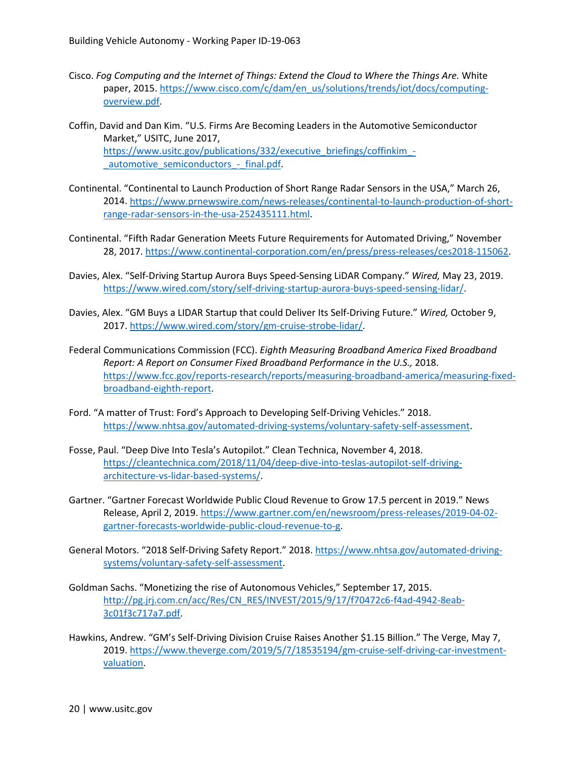Cisco. *Fog Computing and the Internet of Things: Extend the Cloud to Where the Things Are.* White paper, 2015. https://www.cisco.com/c/dam/en_us/solutions/trends/iot/docs/computing-overview.pdf.

Coffin, David and Dan Kim. "U.S. Firms Are Becoming Leaders in the Automotive Semiconductor Market," USITC, June 2017, https://www.usitc.gov/publications/332/executive_briefings/coffinkim_-_automotive_semiconductors_-_final.pdf.

Continental. "Continental to Launch Production of Short Range Radar Sensors in the USA," March 26, 2014. https://www.prnewswire.com/news-releases/continental-to-launch-production-of-short-range-radar-sensors-in-the-usa-252435111.html.

Continental. "Fifth Radar Generation Meets Future Requirements for Automated Driving," November 28, 2017. https://www.continental-corporation.com/en/press/press-releases/ces2018-115062.

Davies, Alex. "Self-Driving Startup Aurora Buys Speed-Sensing LiDAR Company." *Wired,* May 23, 2019. https://www.wired.com/story/self-driving-startup-aurora-buys-speed-sensing-lidar/.

Davies, Alex. "GM Buys a LIDAR Startup that could Deliver Its Self-Driving Future." *Wired,* October 9, 2017. https://www.wired.com/story/gm-cruise-strobe-lidar/.

Federal Communications Commission (FCC). *Eighth Measuring Broadband America Fixed Broadband Report: A Report on Consumer Fixed Broadband Performance in the U.S.,* 2018. https://www.fcc.gov/reports-research/reports/measuring-broadband-america/measuring-fixed-broadband-eighth-report.

Ford. "A matter of Trust: Ford's Approach to Developing Self-Driving Vehicles." 2018. https://www.nhtsa.gov/automated-driving-systems/voluntary-safety-self-assessment.

Fosse, Paul. "Deep Dive Into Tesla's Autopilot." Clean Technica, November 4, 2018. https://cleantechnica.com/2018/11/04/deep-dive-into-teslas-autopilot-self-driving-architecture-vs-lidar-based-systems/.

Gartner. "Gartner Forecast Worldwide Public Cloud Revenue to Grow 17.5 percent in 2019." News Release, April 2, 2019. https://www.gartner.com/en/newsroom/press-releases/2019-04-02-gartner-forecasts-worldwide-public-cloud-revenue-to-g.

General Motors. "2018 Self-Driving Safety Report." 2018. https://www.nhtsa.gov/automated-driving-systems/voluntary-safety-self-assessment.

Goldman Sachs. "Monetizing the rise of Autonomous Vehicles," September 17, 2015. http://pg.jrj.com.cn/acc/Res/CN_RES/INVEST/2015/9/17/f70472c6-f4ad-4942-8eab-3c01f3c717a7.pdf.

Hawkins, Andrew. "GM's Self-Driving Division Cruise Raises Another $1.15 Billion." The Verge, May 7, 2019. https://www.theverge.com/2019/5/7/18535194/gm-cruise-self-driving-car-investment-valuation.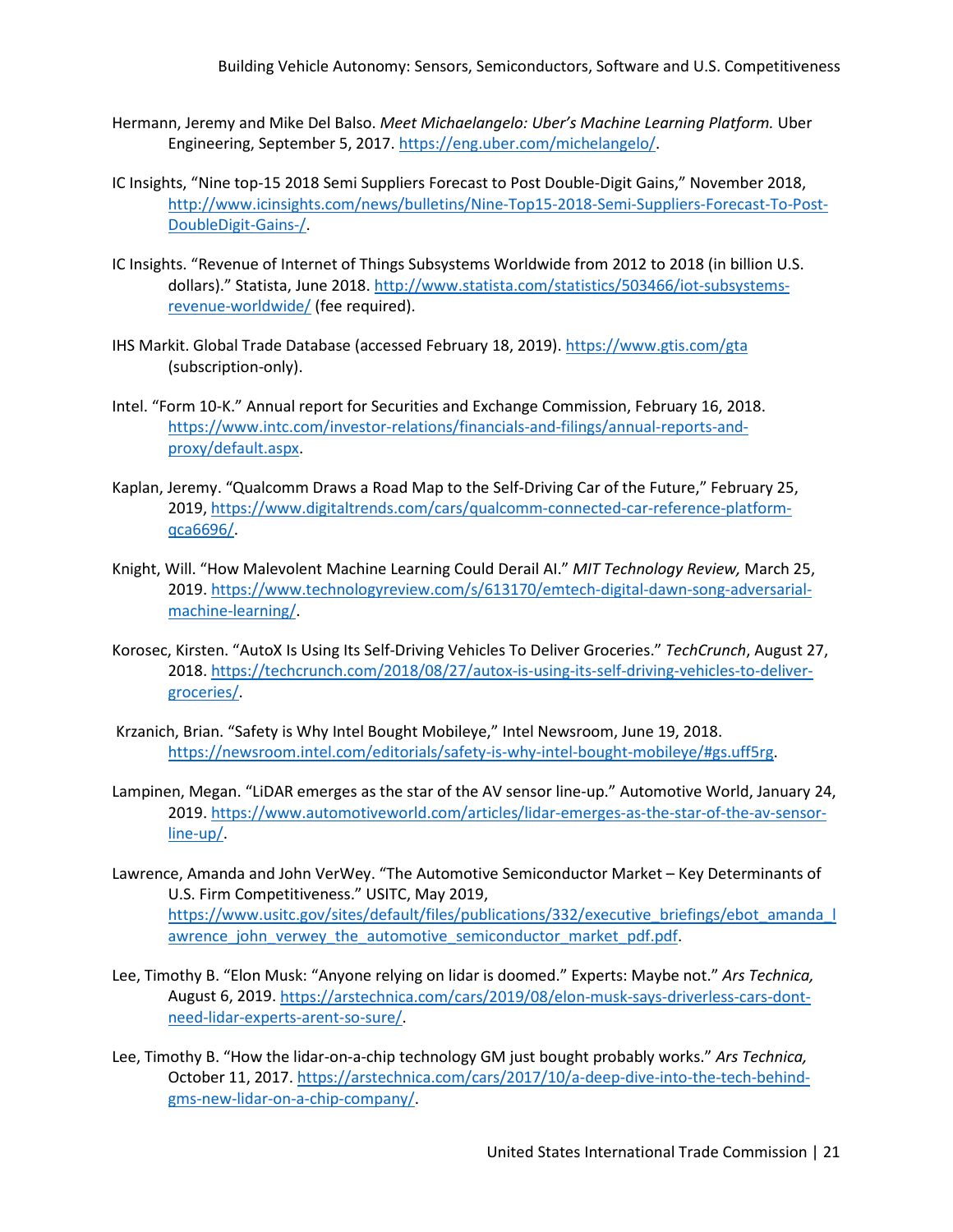Hermann, Jeremy and Mike Del Balso. *Meet Michaelangelo: Uber's Machine Learning Platform.* Uber Engineering, September 5, 2017. https://eng.uber.com/michelangelo/.

IC Insights, "Nine top-15 2018 Semi Suppliers Forecast to Post Double-Digit Gains," November 2018, http://www.icinsights.com/news/bulletins/Nine-Top15-2018-Semi-Suppliers-Forecast-To-Post-DoubleDigit-Gains-/.

IC Insights. "Revenue of Internet of Things Subsystems Worldwide from 2012 to 2018 (in billion U.S. dollars)." Statista, June 2018. http://www.statista.com/statistics/503466/iot-subsystems-revenue-worldwide/ (fee required).

IHS Markit. Global Trade Database (accessed February 18, 2019). https://www.gtis.com/gta (subscription-only).

Intel. "Form 10-K." Annual report for Securities and Exchange Commission, February 16, 2018. https://www.intc.com/investor-relations/financials-and-filings/annual-reports-and-proxy/default.aspx.

Kaplan, Jeremy. "Qualcomm Draws a Road Map to the Self-Driving Car of the Future," February 25, 2019, https://www.digitaltrends.com/cars/qualcomm-connected-car-reference-platform-qca6696/.

Knight, Will. "How Malevolent Machine Learning Could Derail AI." *MIT Technology Review,* March 25, 2019. https://www.technologyreview.com/s/613170/emtech-digital-dawn-song-adversarial-machine-learning/.

Korosec, Kirsten. "AutoX Is Using Its Self-Driving Vehicles To Deliver Groceries." *TechCrunch*, August 27, 2018. https://techcrunch.com/2018/08/27/autox-is-using-its-self-driving-vehicles-to-deliver-groceries/.

Krzanich, Brian. "Safety is Why Intel Bought Mobileye," Intel Newsroom, June 19, 2018. https://newsroom.intel.com/editorials/safety-is-why-intel-bought-mobileye/#gs.uff5rg.

Lampinen, Megan. "LiDAR emerges as the star of the AV sensor line-up." Automotive World, January 24, 2019. https://www.automotiveworld.com/articles/lidar-emerges-as-the-star-of-the-av-sensor-line-up/.

Lawrence, Amanda and John VerWey. "The Automotive Semiconductor Market – Key Determinants of U.S. Firm Competitiveness." USITC, May 2019, https://www.usitc.gov/sites/default/files/publications/332/executive_briefings/ebot_amanda_lawrence_john_verwey_the_automotive_semiconductor_market_pdf.pdf.

Lee, Timothy B. "Elon Musk: "Anyone relying on lidar is doomed." Experts: Maybe not." *Ars Technica,* August 6, 2019. https://arstechnica.com/cars/2019/08/elon-musk-says-driverless-cars-dont-need-lidar-experts-arent-so-sure/.

Lee, Timothy B. "How the lidar-on-a-chip technology GM just bought probably works." *Ars Technica,* October 11, 2017. https://arstechnica.com/cars/2017/10/a-deep-dive-into-the-tech-behind-gms-new-lidar-on-a-chip-company/.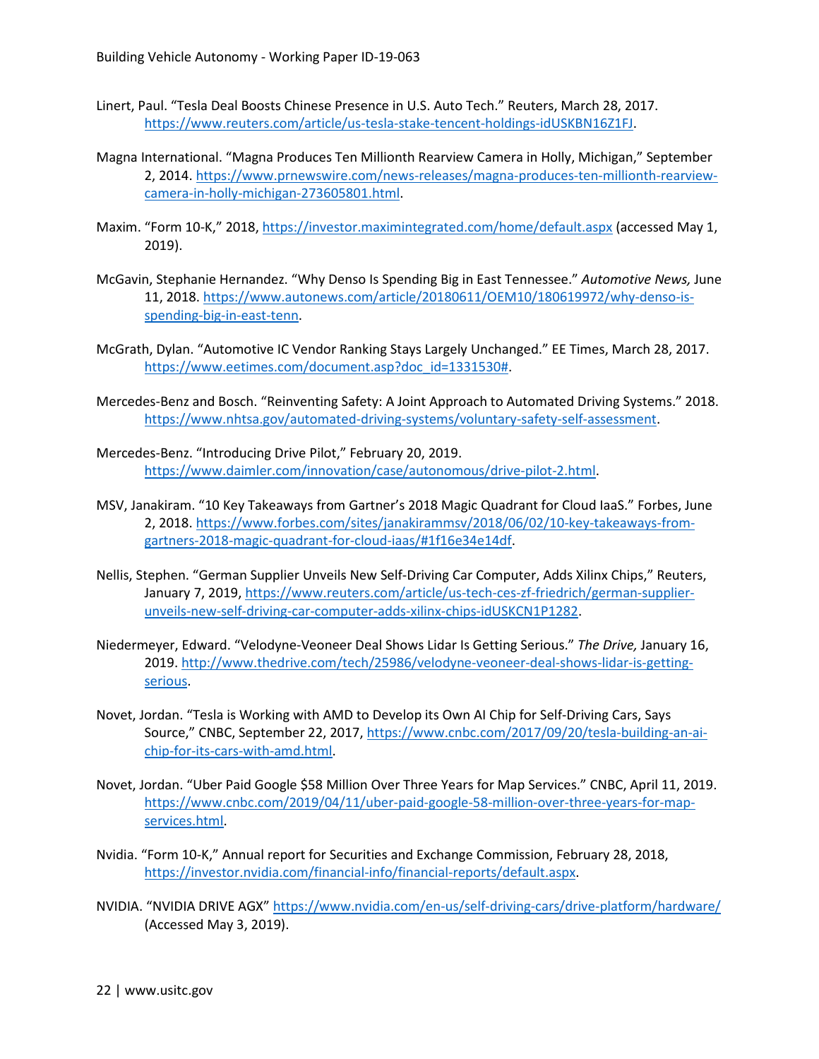Linert, Paul. “Tesla Deal Boosts Chinese Presence in U.S. Auto Tech.” Reuters, March 28, 2017. https://www.reuters.com/article/us-tesla-stake-tencent-holdings-idUSKBN16Z1FJ.

Magna International. “Magna Produces Ten Millionth Rearview Camera in Holly, Michigan,” September 2, 2014. https://www.prnewswire.com/news-releases/magna-produces-ten-millionth-rearview-camera-in-holly-michigan-273605801.html.

Maxim. “Form 10-K,” 2018, https://investor.maximintegrated.com/home/default.aspx (accessed May 1, 2019).

McGavin, Stephanie Hernandez. “Why Denso Is Spending Big in East Tennessee.” *Automotive News,* June 11, 2018. https://www.autonews.com/article/20180611/OEM10/180619972/why-denso-is-spending-big-in-east-tenn.

McGrath, Dylan. “Automotive IC Vendor Ranking Stays Largely Unchanged.” EE Times, March 28, 2017. https://www.eetimes.com/document.asp?doc_id=1331530#.

Mercedes-Benz and Bosch. “Reinventing Safety: A Joint Approach to Automated Driving Systems.” 2018. https://www.nhtsa.gov/automated-driving-systems/voluntary-safety-self-assessment.

Mercedes-Benz. “Introducing Drive Pilot,” February 20, 2019. https://www.daimler.com/innovation/case/autonomous/drive-pilot-2.html.

MSV, Janakiram. “10 Key Takeaways from Gartner’s 2018 Magic Quadrant for Cloud IaaS.” Forbes, June 2, 2018. https://www.forbes.com/sites/janakirammsv/2018/06/02/10-key-takeaways-from-gartners-2018-magic-quadrant-for-cloud-iaas/#1f16e34e14df.

Nellis, Stephen. “German Supplier Unveils New Self-Driving Car Computer, Adds Xilinx Chips,” Reuters, January 7, 2019, https://www.reuters.com/article/us-tech-ces-zf-friedrich/german-supplier-unveils-new-self-driving-car-computer-adds-xilinx-chips-idUSKCN1P1282.

Niedermeyer, Edward. “Velodyne-Veoneer Deal Shows Lidar Is Getting Serious.” *The Drive,* January 16, 2019. http://www.thedrive.com/tech/25986/velodyne-veoneer-deal-shows-lidar-is-getting-serious.

Novet, Jordan. “Tesla is Working with AMD to Develop its Own AI Chip for Self-Driving Cars, Says Source,” CNBC, September 22, 2017, https://www.cnbc.com/2017/09/20/tesla-building-an-ai-chip-for-its-cars-with-amd.html.

Novet, Jordan. “Uber Paid Google $58 Million Over Three Years for Map Services.” CNBC, April 11, 2019. https://www.cnbc.com/2019/04/11/uber-paid-google-58-million-over-three-years-for-map-services.html.

Nvidia. “Form 10-K,” Annual report for Securities and Exchange Commission, February 28, 2018, https://investor.nvidia.com/financial-info/financial-reports/default.aspx.

NVIDIA. “NVIDIA DRIVE AGX” https://www.nvidia.com/en-us/self-driving-cars/drive-platform/hardware/ (Accessed May 3, 2019).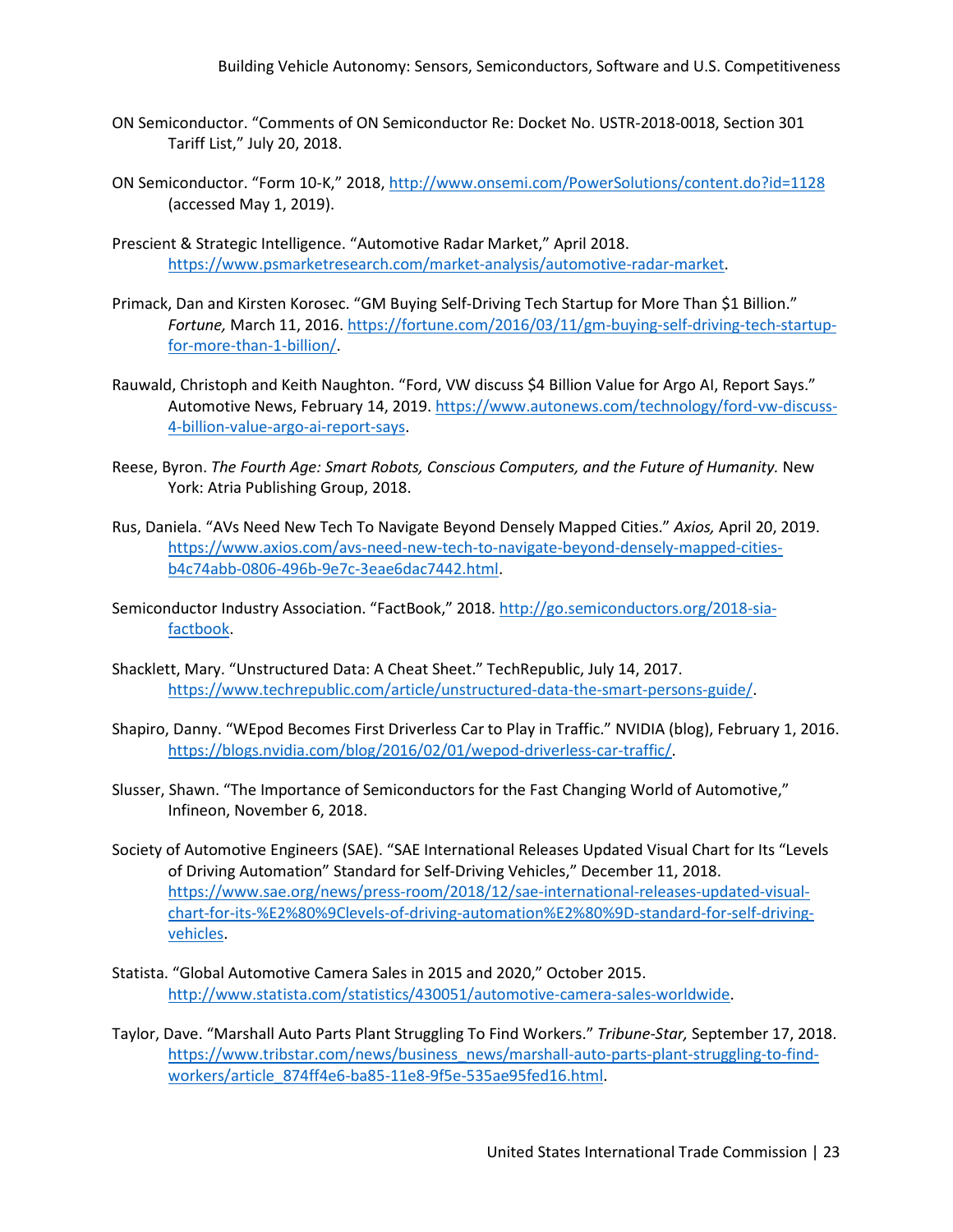ON Semiconductor. “Comments of ON Semiconductor Re: Docket No. USTR-2018-0018, Section 301 Tariff List,” July 20, 2018.

ON Semiconductor. “Form 10-K,” 2018, http://www.onsemi.com/PowerSolutions/content.do?id=1128 (accessed May 1, 2019).

Prescient & Strategic Intelligence. “Automotive Radar Market,” April 2018. https://www.psmarketresearch.com/market-analysis/automotive-radar-market.

Primack, Dan and Kirsten Korosec. “GM Buying Self-Driving Tech Startup for More Than $1 Billion.” *Fortune,* March 11, 2016. https://fortune.com/2016/03/11/gm-buying-self-driving-tech-startup-for-more-than-1-billion/.

Rauwald, Christoph and Keith Naughton. “Ford, VW discuss $4 Billion Value for Argo AI, Report Says.” Automotive News, February 14, 2019. https://www.autonews.com/technology/ford-vw-discuss-4-billion-value-argo-ai-report-says.

Reese, Byron. *The Fourth Age: Smart Robots, Conscious Computers, and the Future of Humanity.* New York: Atria Publishing Group, 2018.

Rus, Daniela. “AVs Need New Tech To Navigate Beyond Densely Mapped Cities.” *Axios,* April 20, 2019. https://www.axios.com/avs-need-new-tech-to-navigate-beyond-densely-mapped-cities-b4c74abb-0806-496b-9e7c-3eae6dac7442.html.

Semiconductor Industry Association. “FactBook,” 2018. http://go.semiconductors.org/2018-sia-factbook.

Shacklett, Mary. “Unstructured Data: A Cheat Sheet.” TechRepublic, July 14, 2017. https://www.techrepublic.com/article/unstructured-data-the-smart-persons-guide/.

Shapiro, Danny. “WEpod Becomes First Driverless Car to Play in Traffic.” NVIDIA (blog), February 1, 2016. https://blogs.nvidia.com/blog/2016/02/01/wepod-driverless-car-traffic/.

Slusser, Shawn. “The Importance of Semiconductors for the Fast Changing World of Automotive,” Infineon, November 6, 2018.

Society of Automotive Engineers (SAE). “SAE International Releases Updated Visual Chart for Its “Levels of Driving Automation” Standard for Self-Driving Vehicles,” December 11, 2018. https://www.sae.org/news/press-room/2018/12/sae-international-releases-updated-visual-chart-for-its-%E2%80%9Clevels-of-driving-automation%E2%80%9D-standard-for-self-driving-vehicles.

Statista. “Global Automotive Camera Sales in 2015 and 2020,” October 2015. http://www.statista.com/statistics/430051/automotive-camera-sales-worldwide.

Taylor, Dave. “Marshall Auto Parts Plant Struggling To Find Workers.” *Tribune-Star,* September 17, 2018. https://www.tribstar.com/news/business_news/marshall-auto-parts-plant-struggling-to-find-workers/article_874ff4e6-ba85-11e8-9f5e-535ae95fed16.html.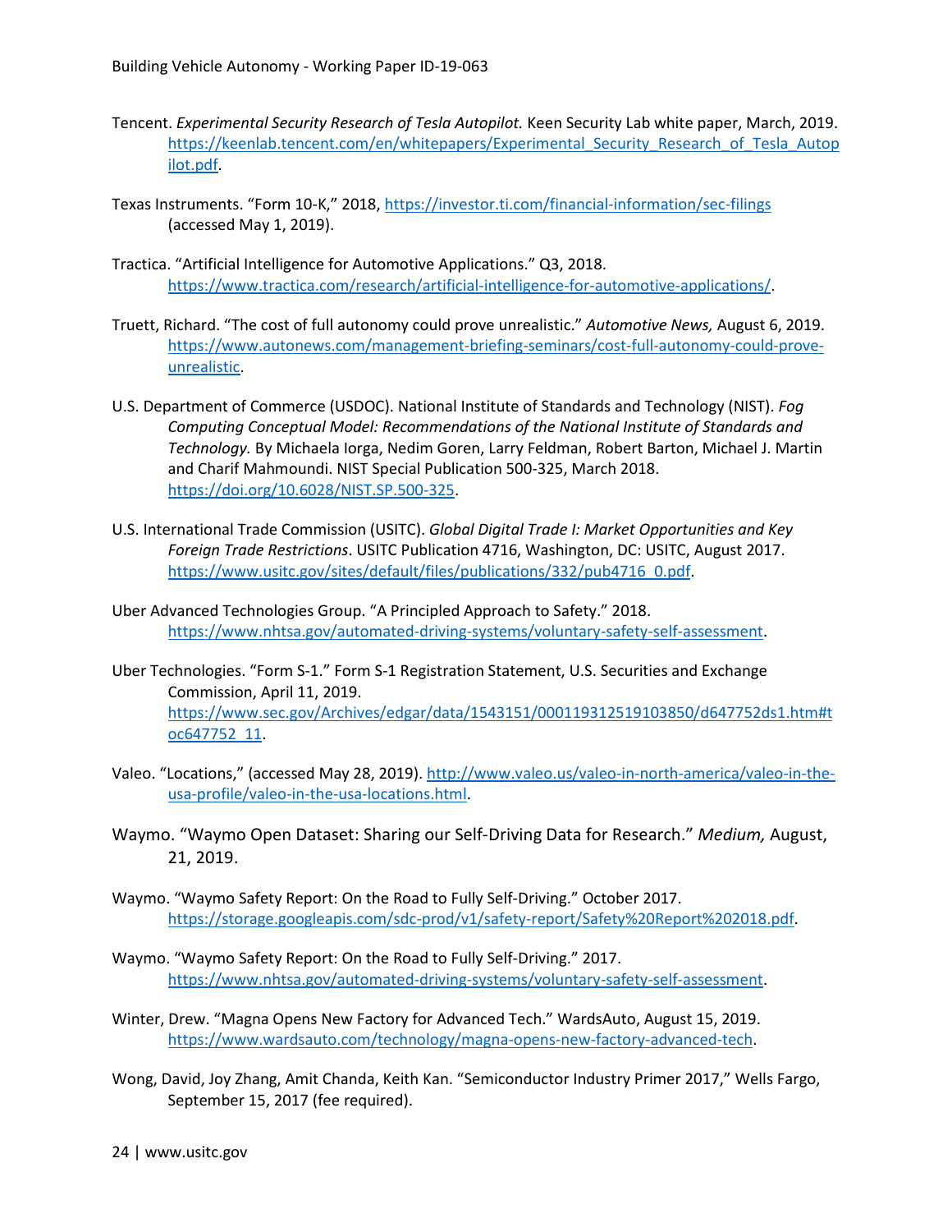Tencent. *Experimental Security Research of Tesla Autopilot.* Keen Security Lab white paper, March, 2019. https://keenlab.tencent.com/en/whitepapers/Experimental_Security_Research_of_Tesla_Autopilot.pdf.

Texas Instruments. "Form 10-K," 2018, https://investor.ti.com/financial-information/sec-filings (accessed May 1, 2019).

Tractica. "Artificial Intelligence for Automotive Applications." Q3, 2018. https://www.tractica.com/research/artificial-intelligence-for-automotive-applications/.

Truett, Richard. "The cost of full autonomy could prove unrealistic." *Automotive News,* August 6, 2019. https://www.autonews.com/management-briefing-seminars/cost-full-autonomy-could-prove-unrealistic.

U.S. Department of Commerce (USDOC). National Institute of Standards and Technology (NIST). *Fog Computing Conceptual Model: Recommendations of the National Institute of Standards and Technology.* By Michaela Iorga, Nedim Goren, Larry Feldman, Robert Barton, Michael J. Martin and Charif Mahmoundi. NIST Special Publication 500-325, March 2018. https://doi.org/10.6028/NIST.SP.500-325.

U.S. International Trade Commission (USITC). *Global Digital Trade I: Market Opportunities and Key Foreign Trade Restrictions*. USITC Publication 4716, Washington, DC: USITC, August 2017. https://www.usitc.gov/sites/default/files/publications/332/pub4716_0.pdf.

Uber Advanced Technologies Group. "A Principled Approach to Safety." 2018. https://www.nhtsa.gov/automated-driving-systems/voluntary-safety-self-assessment.

Uber Technologies. "Form S-1." Form S-1 Registration Statement, U.S. Securities and Exchange Commission, April 11, 2019. https://www.sec.gov/Archives/edgar/data/1543151/000119312519103850/d647752ds1.htm#toc647752_11.

Valeo. "Locations," (accessed May 28, 2019). http://www.valeo.us/valeo-in-north-america/valeo-in-the-usa-profile/valeo-in-the-usa-locations.html.

Waymo. "Waymo Open Dataset: Sharing our Self-Driving Data for Research." *Medium,* August, 21, 2019.

Waymo. "Waymo Safety Report: On the Road to Fully Self-Driving." October 2017. https://storage.googleapis.com/sdc-prod/v1/safety-report/Safety%20Report%202018.pdf.

Waymo. "Waymo Safety Report: On the Road to Fully Self-Driving." 2017. https://www.nhtsa.gov/automated-driving-systems/voluntary-safety-self-assessment.

Winter, Drew. "Magna Opens New Factory for Advanced Tech." WardsAuto, August 15, 2019. https://www.wardsauto.com/technology/magna-opens-new-factory-advanced-tech.

Wong, David, Joy Zhang, Amit Chanda, Keith Kan. "Semiconductor Industry Primer 2017," Wells Fargo, September 15, 2017 (fee required).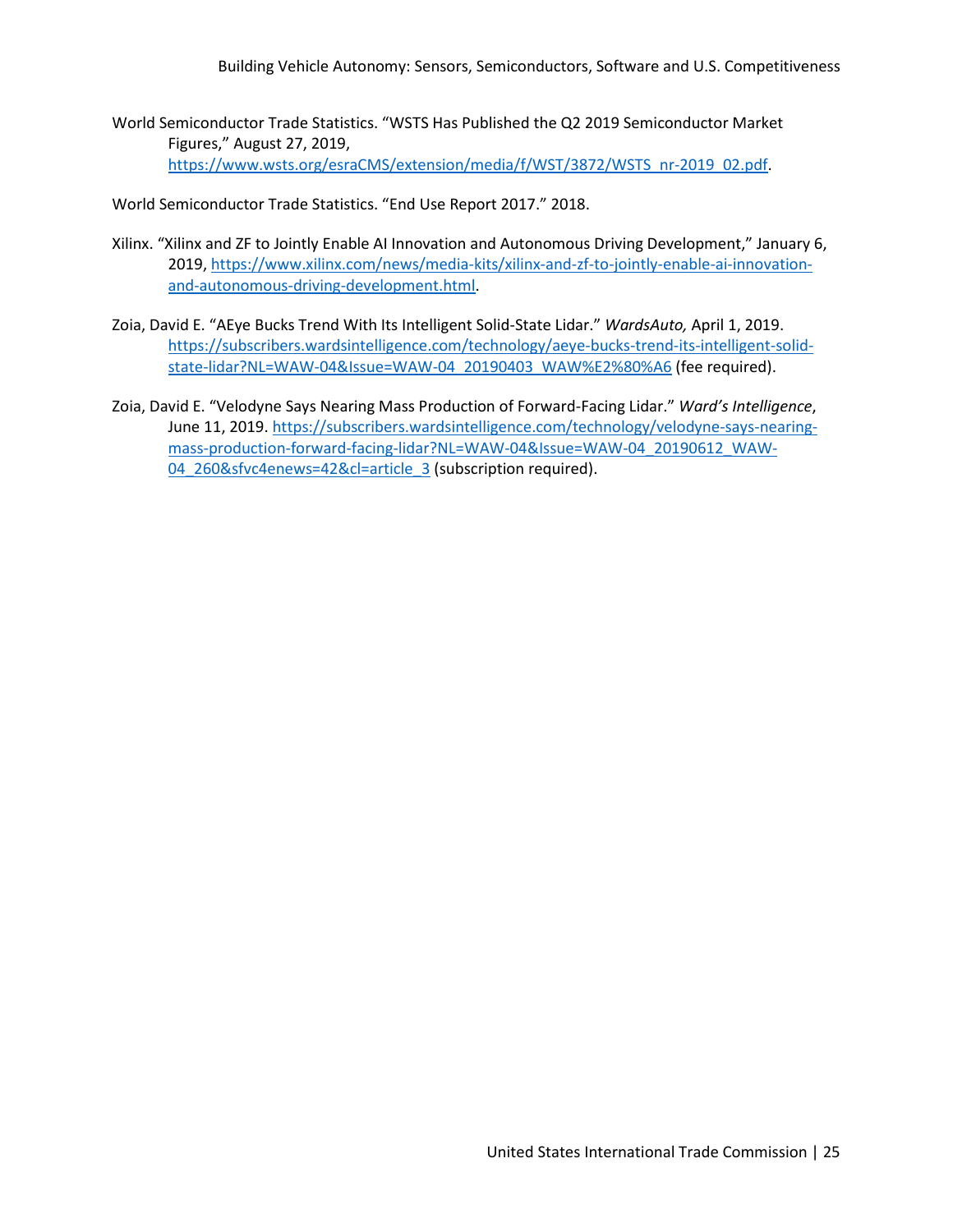World Semiconductor Trade Statistics. "WSTS Has Published the Q2 2019 Semiconductor Market Figures," August 27, 2019, https://www.wsts.org/esraCMS/extension/media/f/WST/3872/WSTS_nr-2019_02.pdf.

World Semiconductor Trade Statistics. "End Use Report 2017." 2018.

Xilinx. "Xilinx and ZF to Jointly Enable AI Innovation and Autonomous Driving Development," January 6, 2019, https://www.xilinx.com/news/media-kits/xilinx-and-zf-to-jointly-enable-ai-innovation-and-autonomous-driving-development.html.

Zoia, David E. "AEye Bucks Trend With Its Intelligent Solid-State Lidar." *WardsAuto,* April 1, 2019. https://subscribers.wardsintelligence.com/technology/aeye-bucks-trend-its-intelligent-solid-state-lidar?NL=WAW-04&Issue=WAW-04_20190403_WAW%E2%80%A6 (fee required).

Zoia, David E. "Velodyne Says Nearing Mass Production of Forward-Facing Lidar." *Ward's Intelligence*, June 11, 2019. https://subscribers.wardsintelligence.com/technology/velodyne-says-nearing-mass-production-forward-facing-lidar?NL=WAW-04&Issue=WAW-04_20190612_WAW-04_260&sfvc4enews=42&cl=article_3 (subscription required).